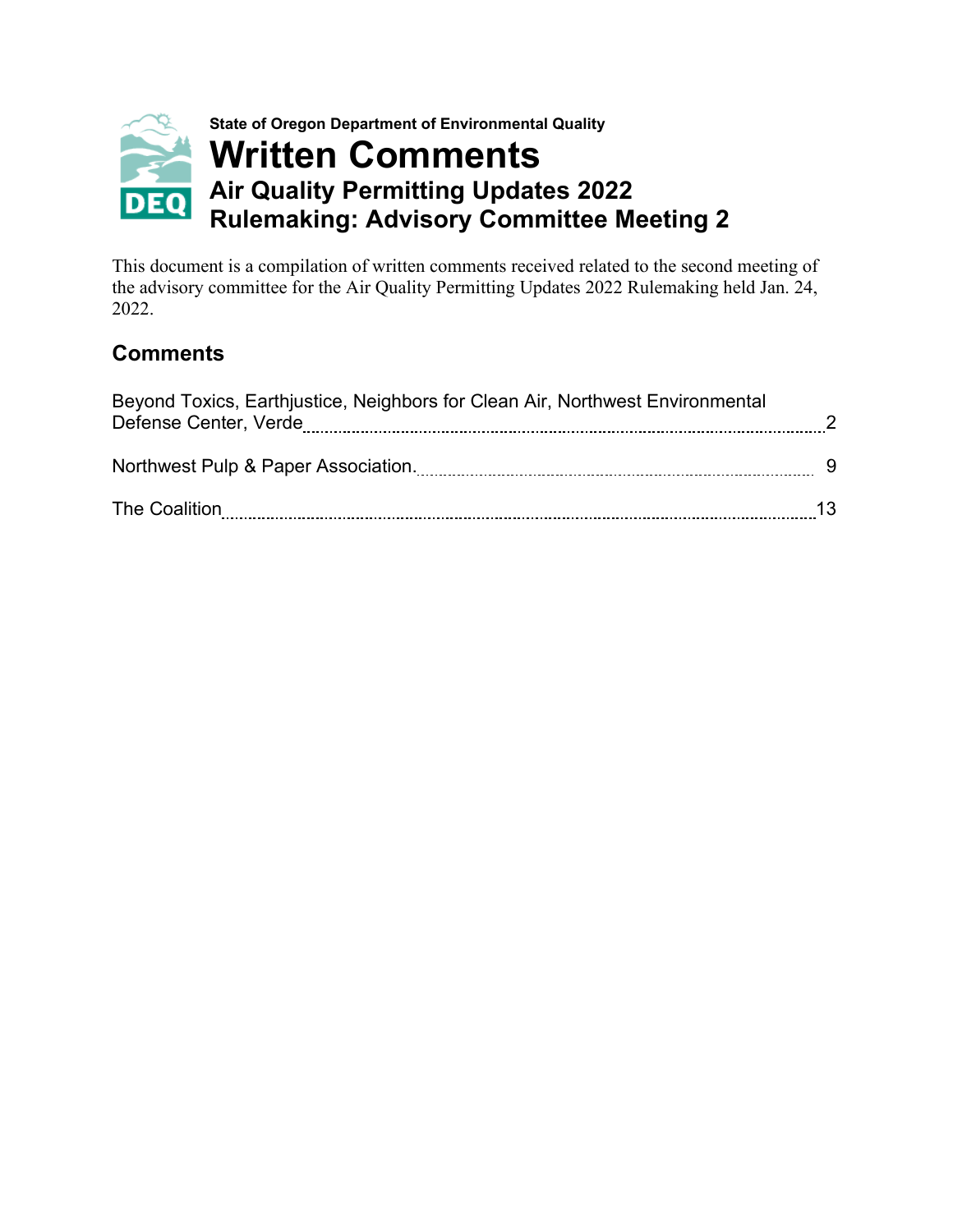State of Oregon Department of Environmental Quality

# Written Comments

## Air Quality Permitting Updates 2022 Rulemaking: Advisory Committee Meeting 2

This document is a compilation of written comments received related to the second meeting of the advisory committee for the Air Quality Permitting Updates 2022 Rulemaking held Jan. 24, 2022.

## Comments

Beyond Toxics, Earthjustice, Neighbors for Clean Air, Northwest Environmental Defense Center, Verde ........ 2

Northwest Pulp & Paper Association ........ 9

The Coalition ........ 13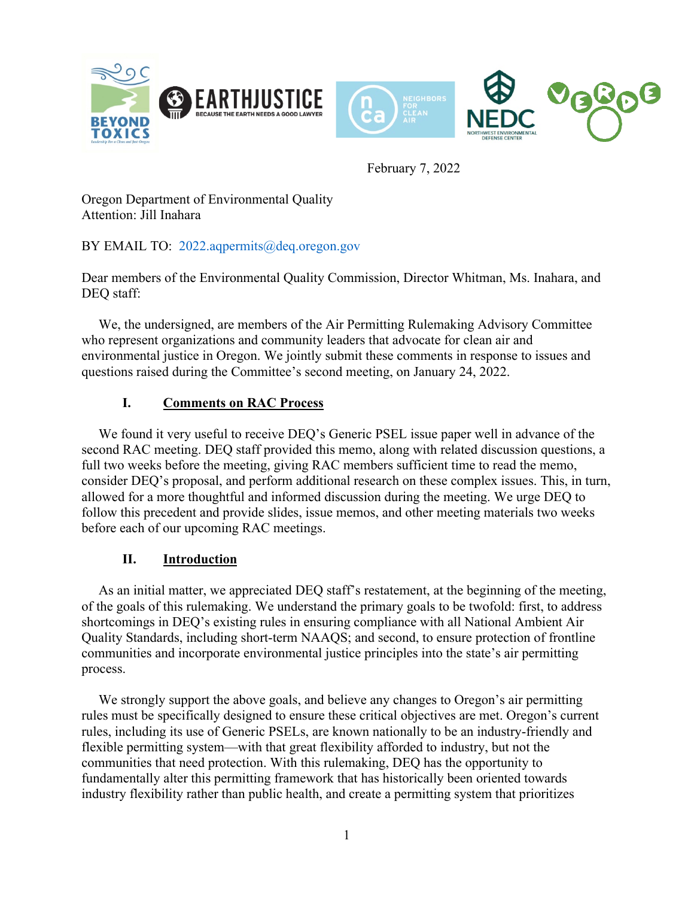February 7, 2022

Oregon Department of Environmental Quality
Attention: Jill Inahara

BY EMAIL TO: 2022.aqpermits@deq.oregon.gov

Dear members of the Environmental Quality Commission, Director Whitman, Ms. Inahara, and DEQ staff:

We, the undersigned, are members of the Air Permitting Rulemaking Advisory Committee who represent organizations and community leaders that advocate for clean air and environmental justice in Oregon. We jointly submit these comments in response to issues and questions raised during the Committee's second meeting, on January 24, 2022.

## I. Comments on RAC Process

We found it very useful to receive DEQ's Generic PSEL issue paper well in advance of the second RAC meeting. DEQ staff provided this memo, along with related discussion questions, a full two weeks before the meeting, giving RAC members sufficient time to read the memo, consider DEQ's proposal, and perform additional research on these complex issues. This, in turn, allowed for a more thoughtful and informed discussion during the meeting. We urge DEQ to follow this precedent and provide slides, issue memos, and other meeting materials two weeks before each of our upcoming RAC meetings.

## II. Introduction

As an initial matter, we appreciated DEQ staff's restatement, at the beginning of the meeting, of the goals of this rulemaking. We understand the primary goals to be twofold: first, to address shortcomings in DEQ's existing rules in ensuring compliance with all National Ambient Air Quality Standards, including short-term NAAQS; and second, to ensure protection of frontline communities and incorporate environmental justice principles into the state's air permitting process.

We strongly support the above goals, and believe any changes to Oregon's air permitting rules must be specifically designed to ensure these critical objectives are met. Oregon's current rules, including its use of Generic PSELs, are known nationally to be an industry-friendly and flexible permitting system—with that great flexibility afforded to industry, but not the communities that need protection. With this rulemaking, DEQ has the opportunity to fundamentally alter this permitting framework that has historically been oriented towards industry flexibility rather than public health, and create a permitting system that prioritizes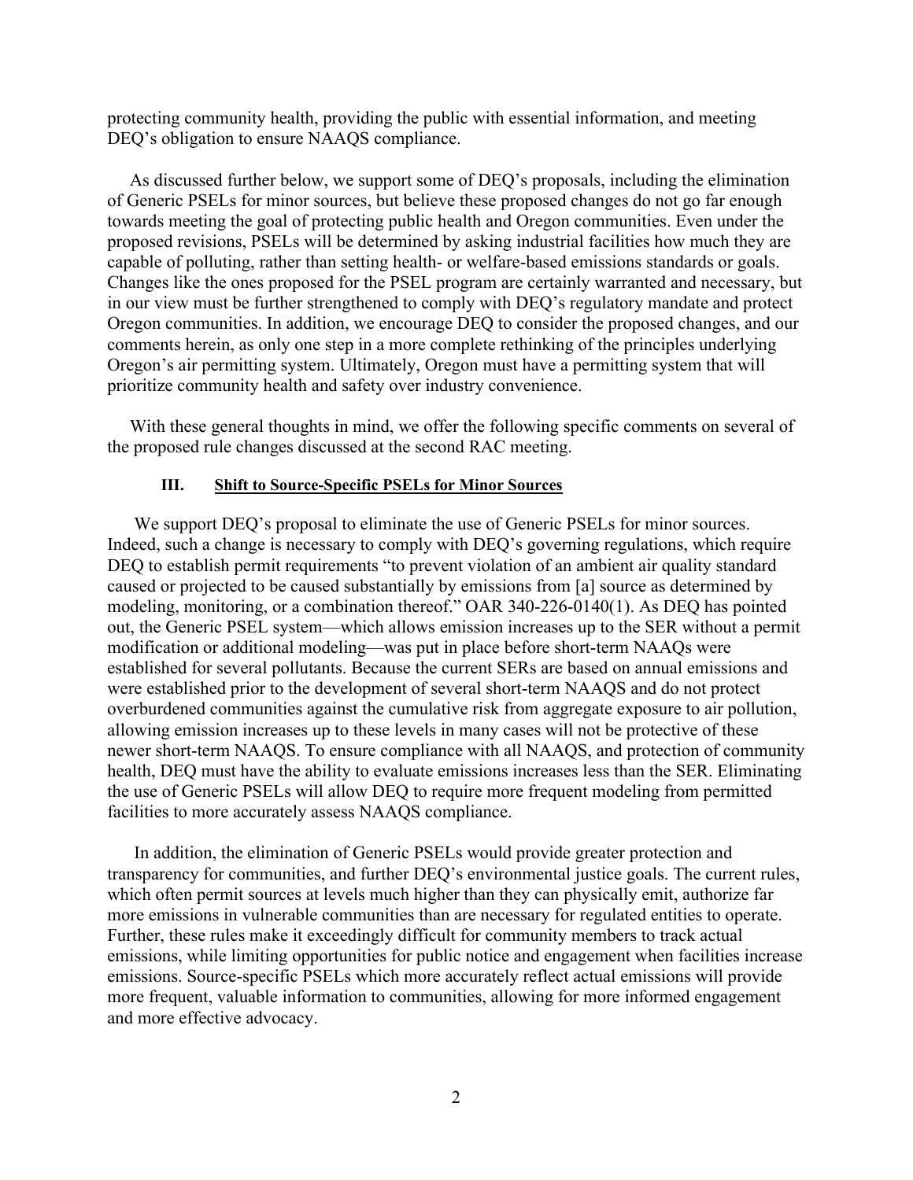protecting community health, providing the public with essential information, and meeting DEQ's obligation to ensure NAAQS compliance.

As discussed further below, we support some of DEQ's proposals, including the elimination of Generic PSELs for minor sources, but believe these proposed changes do not go far enough towards meeting the goal of protecting public health and Oregon communities. Even under the proposed revisions, PSELs will be determined by asking industrial facilities how much they are capable of polluting, rather than setting health- or welfare-based emissions standards or goals. Changes like the ones proposed for the PSEL program are certainly warranted and necessary, but in our view must be further strengthened to comply with DEQ's regulatory mandate and protect Oregon communities. In addition, we encourage DEQ to consider the proposed changes, and our comments herein, as only one step in a more complete rethinking of the principles underlying Oregon's air permitting system. Ultimately, Oregon must have a permitting system that will prioritize community health and safety over industry convenience.

With these general thoughts in mind, we offer the following specific comments on several of the proposed rule changes discussed at the second RAC meeting.

### III. Shift to Source-Specific PSELs for Minor Sources

We support DEQ's proposal to eliminate the use of Generic PSELs for minor sources. Indeed, such a change is necessary to comply with DEQ's governing regulations, which require DEQ to establish permit requirements "to prevent violation of an ambient air quality standard caused or projected to be caused substantially by emissions from [a] source as determined by modeling, monitoring, or a combination thereof." OAR 340-226-0140(1). As DEQ has pointed out, the Generic PSEL system—which allows emission increases up to the SER without a permit modification or additional modeling—was put in place before short-term NAAQs were established for several pollutants. Because the current SERs are based on annual emissions and were established prior to the development of several short-term NAAQS and do not protect overburdened communities against the cumulative risk from aggregate exposure to air pollution, allowing emission increases up to these levels in many cases will not be protective of these newer short-term NAAQS. To ensure compliance with all NAAQS, and protection of community health, DEQ must have the ability to evaluate emissions increases less than the SER. Eliminating the use of Generic PSELs will allow DEQ to require more frequent modeling from permitted facilities to more accurately assess NAAQS compliance.

In addition, the elimination of Generic PSELs would provide greater protection and transparency for communities, and further DEQ's environmental justice goals. The current rules, which often permit sources at levels much higher than they can physically emit, authorize far more emissions in vulnerable communities than are necessary for regulated entities to operate. Further, these rules make it exceedingly difficult for community members to track actual emissions, while limiting opportunities for public notice and engagement when facilities increase emissions. Source-specific PSELs which more accurately reflect actual emissions will provide more frequent, valuable information to communities, allowing for more informed engagement and more effective advocacy.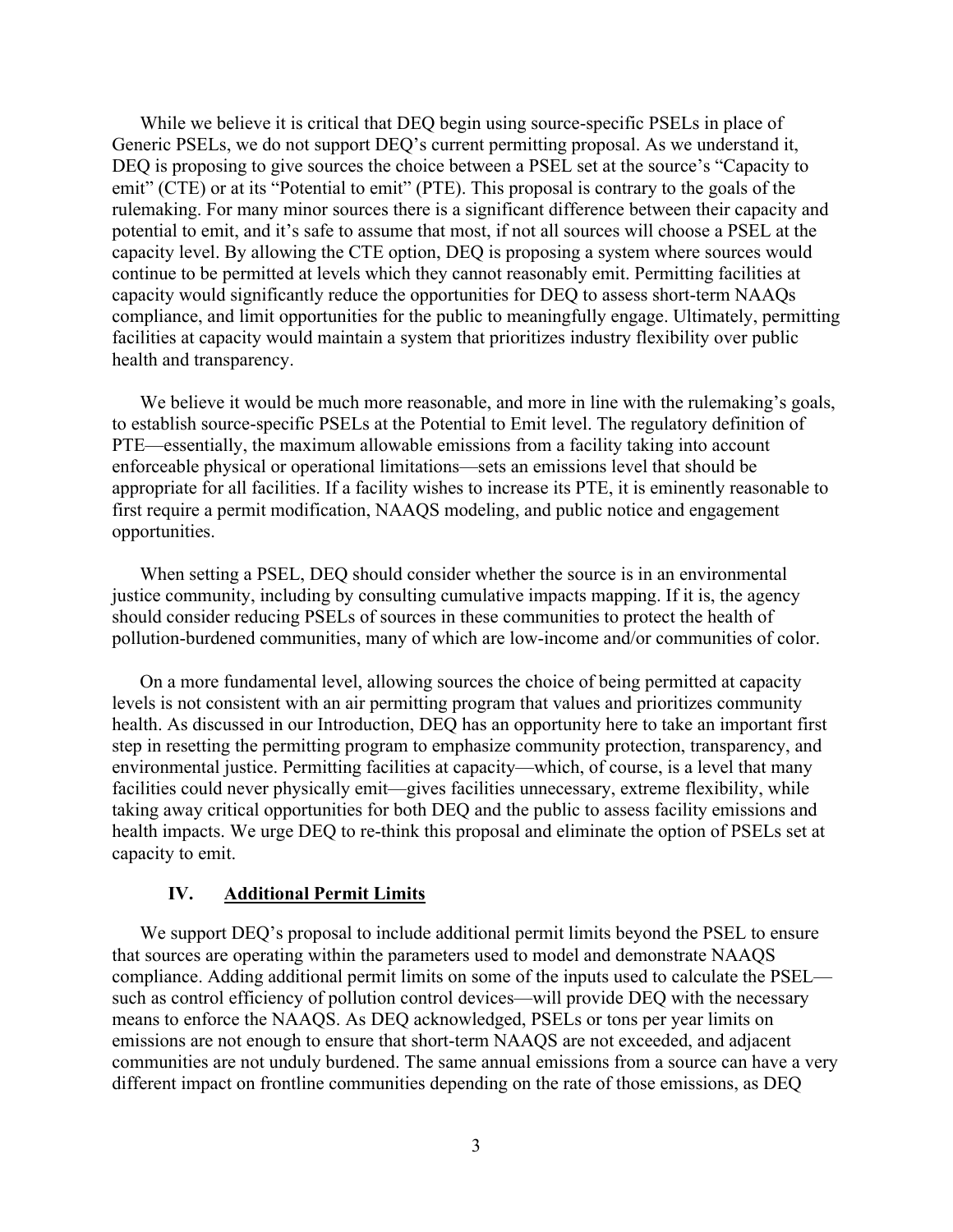While we believe it is critical that DEQ begin using source-specific PSELs in place of Generic PSELs, we do not support DEQ's current permitting proposal. As we understand it, DEQ is proposing to give sources the choice between a PSEL set at the source's "Capacity to emit" (CTE) or at its "Potential to emit" (PTE). This proposal is contrary to the goals of the rulemaking. For many minor sources there is a significant difference between their capacity and potential to emit, and it's safe to assume that most, if not all sources will choose a PSEL at the capacity level. By allowing the CTE option, DEQ is proposing a system where sources would continue to be permitted at levels which they cannot reasonably emit. Permitting facilities at capacity would significantly reduce the opportunities for DEQ to assess short-term NAAQs compliance, and limit opportunities for the public to meaningfully engage. Ultimately, permitting facilities at capacity would maintain a system that prioritizes industry flexibility over public health and transparency.

We believe it would be much more reasonable, and more in line with the rulemaking's goals, to establish source-specific PSELs at the Potential to Emit level. The regulatory definition of PTE—essentially, the maximum allowable emissions from a facility taking into account enforceable physical or operational limitations—sets an emissions level that should be appropriate for all facilities. If a facility wishes to increase its PTE, it is eminently reasonable to first require a permit modification, NAAQS modeling, and public notice and engagement opportunities.

When setting a PSEL, DEQ should consider whether the source is in an environmental justice community, including by consulting cumulative impacts mapping. If it is, the agency should consider reducing PSELs of sources in these communities to protect the health of pollution-burdened communities, many of which are low-income and/or communities of color.

On a more fundamental level, allowing sources the choice of being permitted at capacity levels is not consistent with an air permitting program that values and prioritizes community health. As discussed in our Introduction, DEQ has an opportunity here to take an important first step in resetting the permitting program to emphasize community protection, transparency, and environmental justice. Permitting facilities at capacity—which, of course, is a level that many facilities could never physically emit—gives facilities unnecessary, extreme flexibility, while taking away critical opportunities for both DEQ and the public to assess facility emissions and health impacts. We urge DEQ to re-think this proposal and eliminate the option of PSELs set at capacity to emit.

## IV. Additional Permit Limits

We support DEQ's proposal to include additional permit limits beyond the PSEL to ensure that sources are operating within the parameters used to model and demonstrate NAAQS compliance. Adding additional permit limits on some of the inputs used to calculate the PSEL—such as control efficiency of pollution control devices—will provide DEQ with the necessary means to enforce the NAAQS. As DEQ acknowledged, PSELs or tons per year limits on emissions are not enough to ensure that short-term NAAQS are not exceeded, and adjacent communities are not unduly burdened. The same annual emissions from a source can have a very different impact on frontline communities depending on the rate of those emissions, as DEQ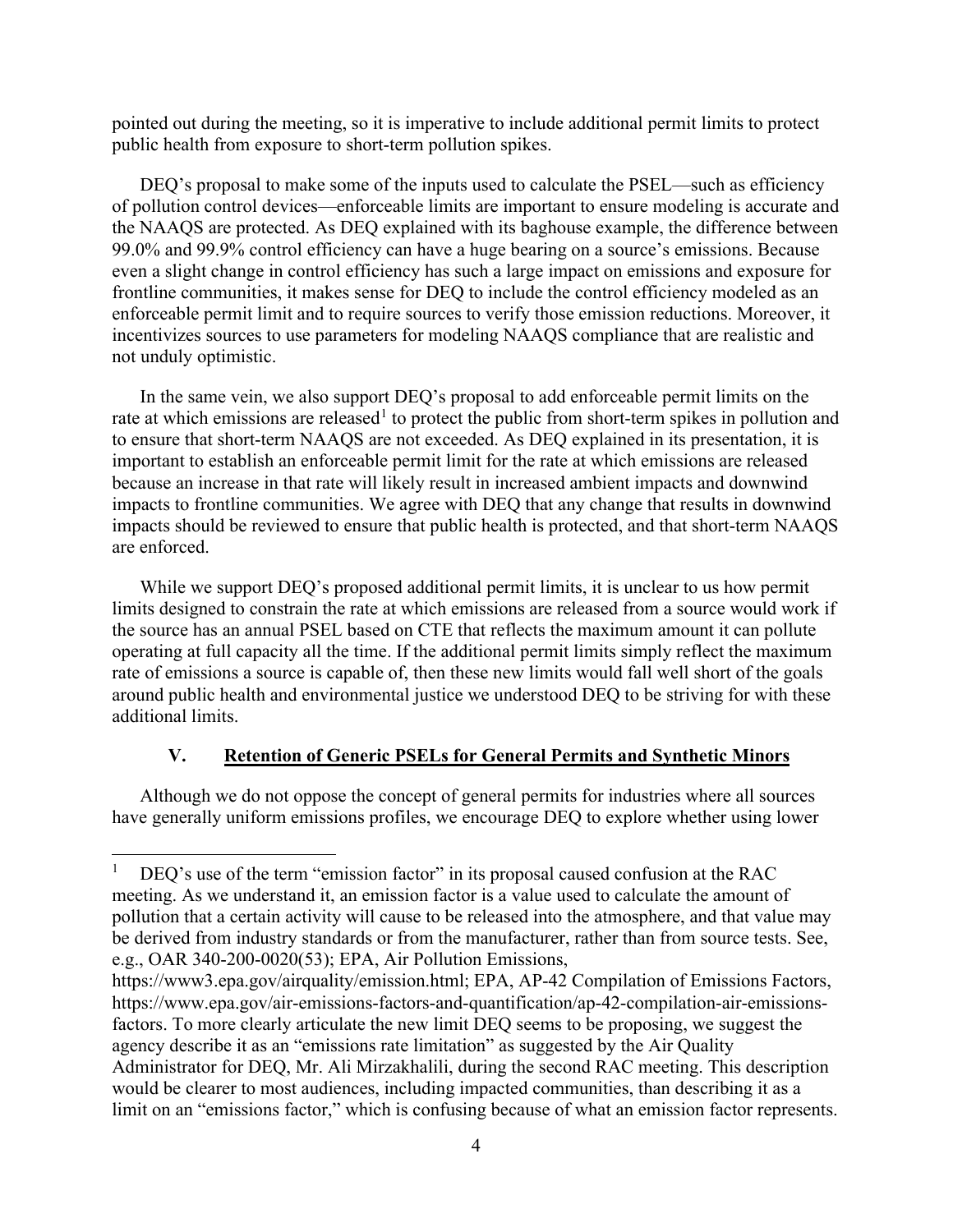pointed out during the meeting, so it is imperative to include additional permit limits to protect public health from exposure to short-term pollution spikes.

DEQ's proposal to make some of the inputs used to calculate the PSEL—such as efficiency of pollution control devices—enforceable limits are important to ensure modeling is accurate and the NAAQS are protected. As DEQ explained with its baghouse example, the difference between 99.0% and 99.9% control efficiency can have a huge bearing on a source's emissions. Because even a slight change in control efficiency has such a large impact on emissions and exposure for frontline communities, it makes sense for DEQ to include the control efficiency modeled as an enforceable permit limit and to require sources to verify those emission reductions. Moreover, it incentivizes sources to use parameters for modeling NAAQS compliance that are realistic and not unduly optimistic.

In the same vein, we also support DEQ's proposal to add enforceable permit limits on the rate at which emissions are released[1] to protect the public from short-term spikes in pollution and to ensure that short-term NAAQS are not exceeded. As DEQ explained in its presentation, it is important to establish an enforceable permit limit for the rate at which emissions are released because an increase in that rate will likely result in increased ambient impacts and downwind impacts to frontline communities. We agree with DEQ that any change that results in downwind impacts should be reviewed to ensure that public health is protected, and that short-term NAAQS are enforced.

While we support DEQ's proposed additional permit limits, it is unclear to us how permit limits designed to constrain the rate at which emissions are released from a source would work if the source has an annual PSEL based on CTE that reflects the maximum amount it can pollute operating at full capacity all the time. If the additional permit limits simply reflect the maximum rate of emissions a source is capable of, then these new limits would fall well short of the goals around public health and environmental justice we understood DEQ to be striving for with these additional limits.

## V. Retention of Generic PSELs for General Permits and Synthetic Minors

Although we do not oppose the concept of general permits for industries where all sources have generally uniform emissions profiles, we encourage DEQ to explore whether using lower

---

[1] DEQ's use of the term "emission factor" in its proposal caused confusion at the RAC meeting. As we understand it, an emission factor is a value used to calculate the amount of pollution that a certain activity will cause to be released into the atmosphere, and that value may be derived from industry standards or from the manufacturer, rather than from source tests. See, e.g., OAR 340-200-0020(53); EPA, Air Pollution Emissions, https://www3.epa.gov/airquality/emission.html; EPA, AP-42 Compilation of Emissions Factors, https://www.epa.gov/air-emissions-factors-and-quantification/ap-42-compilation-air-emissions-factors. To more clearly articulate the new limit DEQ seems to be proposing, we suggest the agency describe it as an "emissions rate limitation" as suggested by the Air Quality Administrator for DEQ, Mr. Ali Mirzakhalili, during the second RAC meeting. This description would be clearer to most audiences, including impacted communities, than describing it as a limit on an "emissions factor," which is confusing because of what an emission factor represents.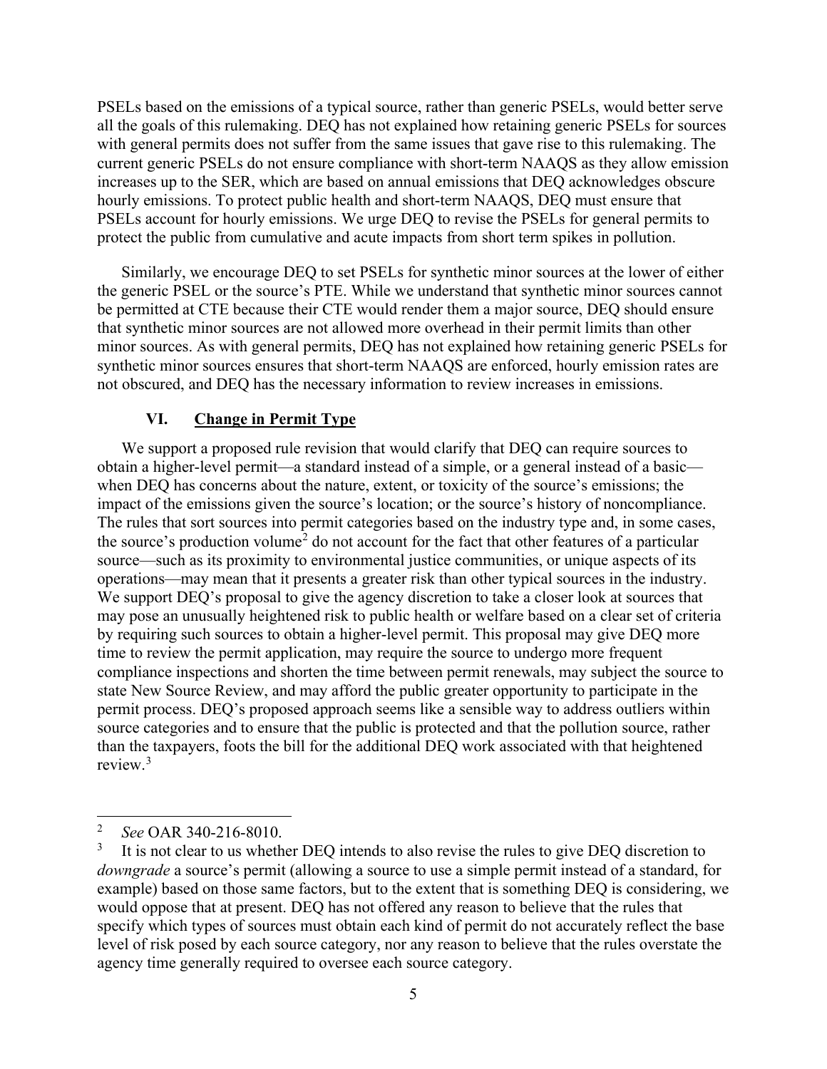PSELs based on the emissions of a typical source, rather than generic PSELs, would better serve all the goals of this rulemaking. DEQ has not explained how retaining generic PSELs for sources with general permits does not suffer from the same issues that gave rise to this rulemaking. The current generic PSELs do not ensure compliance with short-term NAAQS as they allow emission increases up to the SER, which are based on annual emissions that DEQ acknowledges obscure hourly emissions. To protect public health and short-term NAAQS, DEQ must ensure that PSELs account for hourly emissions. We urge DEQ to revise the PSELs for general permits to protect the public from cumulative and acute impacts from short term spikes in pollution.

Similarly, we encourage DEQ to set PSELs for synthetic minor sources at the lower of either the generic PSEL or the source's PTE. While we understand that synthetic minor sources cannot be permitted at CTE because their CTE would render them a major source, DEQ should ensure that synthetic minor sources are not allowed more overhead in their permit limits than other minor sources. As with general permits, DEQ has not explained how retaining generic PSELs for synthetic minor sources ensures that short-term NAAQS are enforced, hourly emission rates are not obscured, and DEQ has the necessary information to review increases in emissions.

## VI. <u>Change in Permit Type</u>

We support a proposed rule revision that would clarify that DEQ can require sources to obtain a higher-level permit—a standard instead of a simple, or a general instead of a basic—when DEQ has concerns about the nature, extent, or toxicity of the source's emissions; the impact of the emissions given the source's location; or the source's history of noncompliance. The rules that sort sources into permit categories based on the industry type and, in some cases, the source's production volume[2] do not account for the fact that other features of a particular source—such as its proximity to environmental justice communities, or unique aspects of its operations—may mean that it presents a greater risk than other typical sources in the industry. We support DEQ's proposal to give the agency discretion to take a closer look at sources that may pose an unusually heightened risk to public health or welfare based on a clear set of criteria by requiring such sources to obtain a higher-level permit. This proposal may give DEQ more time to review the permit application, may require the source to undergo more frequent compliance inspections and shorten the time between permit renewals, may subject the source to state New Source Review, and may afford the public greater opportunity to participate in the permit process. DEQ's proposed approach seems like a sensible way to address outliers within source categories and to ensure that the public is protected and that the pollution source, rather than the taxpayers, foots the bill for the additional DEQ work associated with that heightened review.[3]

---

[2] *See* OAR 340-216-8010.

[3] It is not clear to us whether DEQ intends to also revise the rules to give DEQ discretion to *downgrade* a source's permit (allowing a source to use a simple permit instead of a standard, for example) based on those same factors, but to the extent that is something DEQ is considering, we would oppose that at present. DEQ has not offered any reason to believe that the rules that specify which types of sources must obtain each kind of permit do not accurately reflect the base level of risk posed by each source category, nor any reason to believe that the rules overstate the agency time generally required to oversee each source category.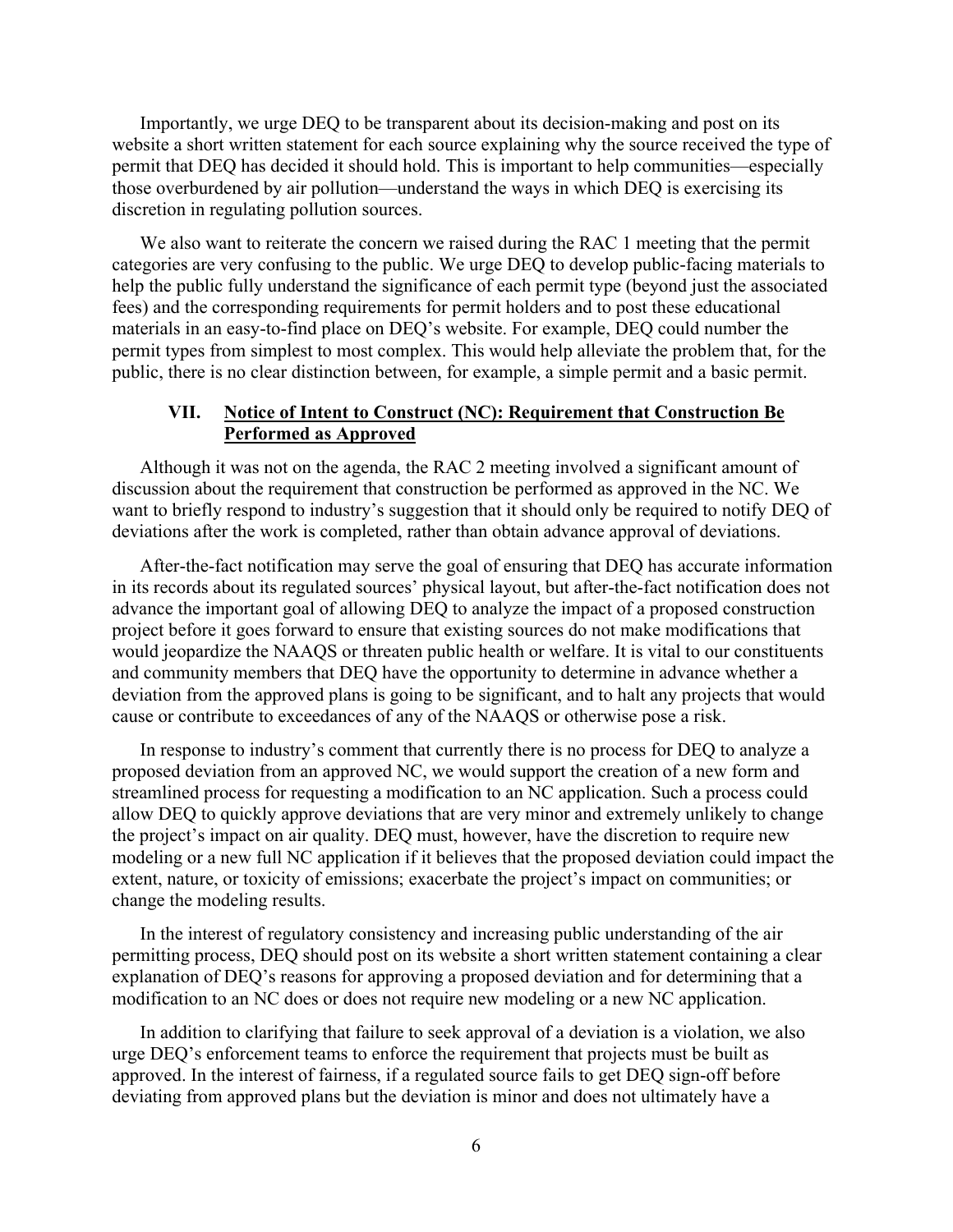Importantly, we urge DEQ to be transparent about its decision-making and post on its website a short written statement for each source explaining why the source received the type of permit that DEQ has decided it should hold. This is important to help communities—especially those overburdened by air pollution—understand the ways in which DEQ is exercising its discretion in regulating pollution sources.

We also want to reiterate the concern we raised during the RAC 1 meeting that the permit categories are very confusing to the public. We urge DEQ to develop public-facing materials to help the public fully understand the significance of each permit type (beyond just the associated fees) and the corresponding requirements for permit holders and to post these educational materials in an easy-to-find place on DEQ's website. For example, DEQ could number the permit types from simplest to most complex. This would help alleviate the problem that, for the public, there is no clear distinction between, for example, a simple permit and a basic permit.

## VII. Notice of Intent to Construct (NC): Requirement that Construction Be Performed as Approved

Although it was not on the agenda, the RAC 2 meeting involved a significant amount of discussion about the requirement that construction be performed as approved in the NC. We want to briefly respond to industry's suggestion that it should only be required to notify DEQ of deviations after the work is completed, rather than obtain advance approval of deviations.

After-the-fact notification may serve the goal of ensuring that DEQ has accurate information in its records about its regulated sources' physical layout, but after-the-fact notification does not advance the important goal of allowing DEQ to analyze the impact of a proposed construction project before it goes forward to ensure that existing sources do not make modifications that would jeopardize the NAAQS or threaten public health or welfare. It is vital to our constituents and community members that DEQ have the opportunity to determine in advance whether a deviation from the approved plans is going to be significant, and to halt any projects that would cause or contribute to exceedances of any of the NAAQS or otherwise pose a risk.

In response to industry's comment that currently there is no process for DEQ to analyze a proposed deviation from an approved NC, we would support the creation of a new form and streamlined process for requesting a modification to an NC application. Such a process could allow DEQ to quickly approve deviations that are very minor and extremely unlikely to change the project's impact on air quality. DEQ must, however, have the discretion to require new modeling or a new full NC application if it believes that the proposed deviation could impact the extent, nature, or toxicity of emissions; exacerbate the project's impact on communities; or change the modeling results.

In the interest of regulatory consistency and increasing public understanding of the air permitting process, DEQ should post on its website a short written statement containing a clear explanation of DEQ's reasons for approving a proposed deviation and for determining that a modification to an NC does or does not require new modeling or a new NC application.

In addition to clarifying that failure to seek approval of a deviation is a violation, we also urge DEQ's enforcement teams to enforce the requirement that projects must be built as approved. In the interest of fairness, if a regulated source fails to get DEQ sign-off before deviating from approved plans but the deviation is minor and does not ultimately have a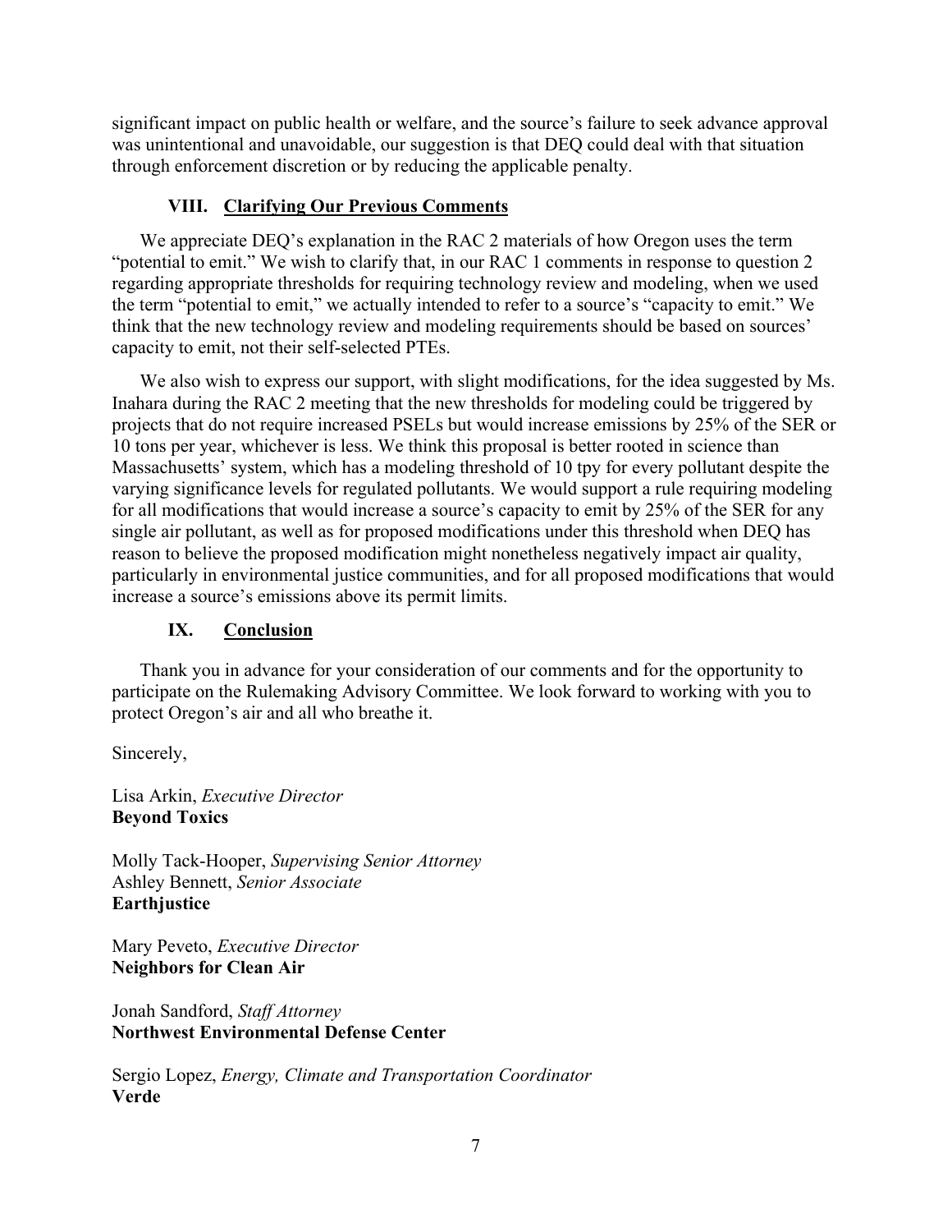significant impact on public health or welfare, and the source's failure to seek advance approval was unintentional and unavoidable, our suggestion is that DEQ could deal with that situation through enforcement discretion or by reducing the applicable penalty.

## VIII. Clarifying Our Previous Comments

We appreciate DEQ's explanation in the RAC 2 materials of how Oregon uses the term "potential to emit." We wish to clarify that, in our RAC 1 comments in response to question 2 regarding appropriate thresholds for requiring technology review and modeling, when we used the term "potential to emit," we actually intended to refer to a source's "capacity to emit." We think that the new technology review and modeling requirements should be based on sources' capacity to emit, not their self-selected PTEs.

We also wish to express our support, with slight modifications, for the idea suggested by Ms. Inahara during the RAC 2 meeting that the new thresholds for modeling could be triggered by projects that do not require increased PSELs but would increase emissions by 25% of the SER or 10 tons per year, whichever is less. We think this proposal is better rooted in science than Massachusetts' system, which has a modeling threshold of 10 tpy for every pollutant despite the varying significance levels for regulated pollutants. We would support a rule requiring modeling for all modifications that would increase a source's capacity to emit by 25% of the SER for any single air pollutant, as well as for proposed modifications under this threshold when DEQ has reason to believe the proposed modification might nonetheless negatively impact air quality, particularly in environmental justice communities, and for all proposed modifications that would increase a source's emissions above its permit limits.

## IX. Conclusion

Thank you in advance for your consideration of our comments and for the opportunity to participate on the Rulemaking Advisory Committee. We look forward to working with you to protect Oregon's air and all who breathe it.

Sincerely,

Lisa Arkin, *Executive Director*
**Beyond Toxics**

Molly Tack-Hooper, *Supervising Senior Attorney*
Ashley Bennett, *Senior Associate*
**Earthjustice**

Mary Peveto, *Executive Director*
**Neighbors for Clean Air**

Jonah Sandford, *Staff Attorney*
**Northwest Environmental Defense Center**

Sergio Lopez, *Energy, Climate and Transportation Coordinator*
**Verde**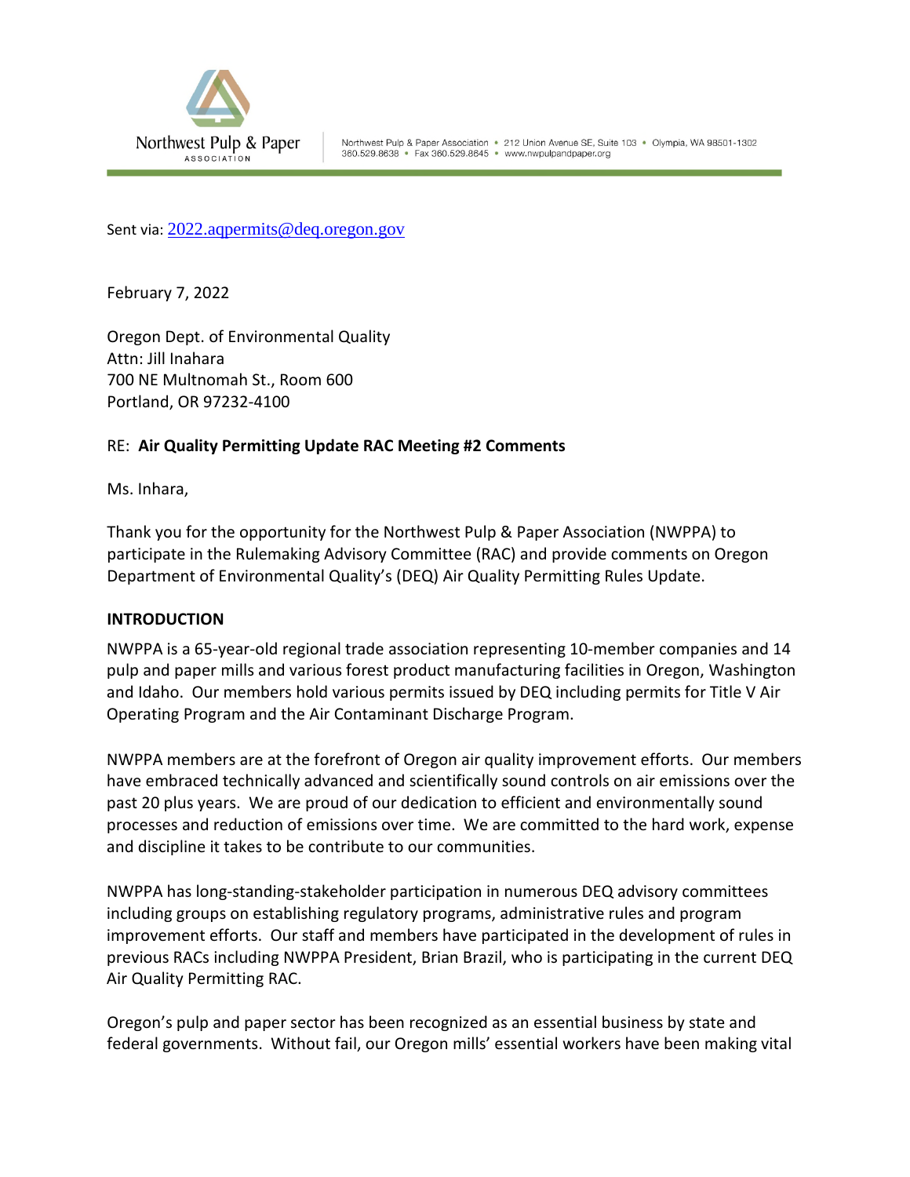Northwest Pulp & Paper ASSOCIATION

Northwest Pulp & Paper Association • 212 Union Avenue SE, Suite 103 • Olympia, WA 98501-1302
360.529.8638 • Fax 360.529.8645 • www.nwpulpandpaper.org

Sent via: 2022.aqpermits@deq.oregon.gov

February 7, 2022

Oregon Dept. of Environmental Quality
Attn: Jill Inahara
700 NE Multnomah St., Room 600
Portland, OR 97232-4100

RE: **Air Quality Permitting Update RAC Meeting #2 Comments**

Ms. Inhara,

Thank you for the opportunity for the Northwest Pulp & Paper Association (NWPPA) to participate in the Rulemaking Advisory Committee (RAC) and provide comments on Oregon Department of Environmental Quality's (DEQ) Air Quality Permitting Rules Update.

**INTRODUCTION**

NWPPA is a 65-year-old regional trade association representing 10-member companies and 14 pulp and paper mills and various forest product manufacturing facilities in Oregon, Washington and Idaho. Our members hold various permits issued by DEQ including permits for Title V Air Operating Program and the Air Contaminant Discharge Program.

NWPPA members are at the forefront of Oregon air quality improvement efforts. Our members have embraced technically advanced and scientifically sound controls on air emissions over the past 20 plus years. We are proud of our dedication to efficient and environmentally sound processes and reduction of emissions over time. We are committed to the hard work, expense and discipline it takes to be contribute to our communities.

NWPPA has long-standing-stakeholder participation in numerous DEQ advisory committees including groups on establishing regulatory programs, administrative rules and program improvement efforts. Our staff and members have participated in the development of rules in previous RACs including NWPPA President, Brian Brazil, who is participating in the current DEQ Air Quality Permitting RAC.

Oregon's pulp and paper sector has been recognized as an essential business by state and federal governments. Without fail, our Oregon mills' essential workers have been making vital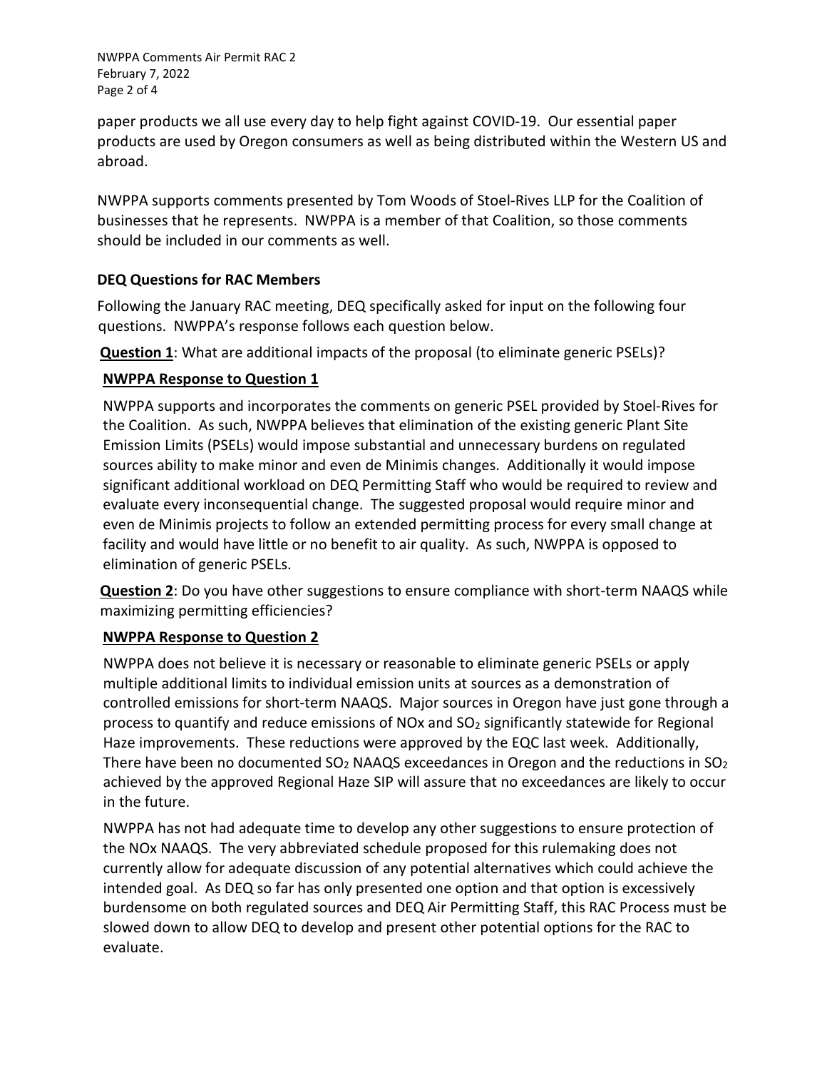paper products we all use every day to help fight against COVID-19. Our essential paper products are used by Oregon consumers as well as being distributed within the Western US and abroad.

NWPPA supports comments presented by Tom Woods of Stoel-Rives LLP for the Coalition of businesses that he represents. NWPPA is a member of that Coalition, so those comments should be included in our comments as well.

**DEQ Questions for RAC Members**

Following the January RAC meeting, DEQ specifically asked for input on the following four questions. NWPPA's response follows each question below.

**Question 1**: What are additional impacts of the proposal (to eliminate generic PSELs)?

**NWPPA Response to Question 1**

NWPPA supports and incorporates the comments on generic PSEL provided by Stoel-Rives for the Coalition. As such, NWPPA believes that elimination of the existing generic Plant Site Emission Limits (PSELs) would impose substantial and unnecessary burdens on regulated sources ability to make minor and even de Minimis changes. Additionally it would impose significant additional workload on DEQ Permitting Staff who would be required to review and evaluate every inconsequential change. The suggested proposal would require minor and even de Minimis projects to follow an extended permitting process for every small change at facility and would have little or no benefit to air quality. As such, NWPPA is opposed to elimination of generic PSELs.

**Question 2**: Do you have other suggestions to ensure compliance with short-term NAAQS while maximizing permitting efficiencies?

**NWPPA Response to Question 2**

NWPPA does not believe it is necessary or reasonable to eliminate generic PSELs or apply multiple additional limits to individual emission units at sources as a demonstration of controlled emissions for short-term NAAQS. Major sources in Oregon have just gone through a process to quantify and reduce emissions of NOx and $SO_2$ significantly statewide for Regional Haze improvements. These reductions were approved by the EQC last week. Additionally, There have been no documented $SO_2$ NAAQS exceedances in Oregon and the reductions in $SO_2$ achieved by the approved Regional Haze SIP will assure that no exceedances are likely to occur in the future.

NWPPA has not had adequate time to develop any other suggestions to ensure protection of the NOx NAAQS. The very abbreviated schedule proposed for this rulemaking does not currently allow for adequate discussion of any potential alternatives which could achieve the intended goal. As DEQ so far has only presented one option and that option is excessively burdensome on both regulated sources and DEQ Air Permitting Staff, this RAC Process must be slowed down to allow DEQ to develop and present other potential options for the RAC to evaluate.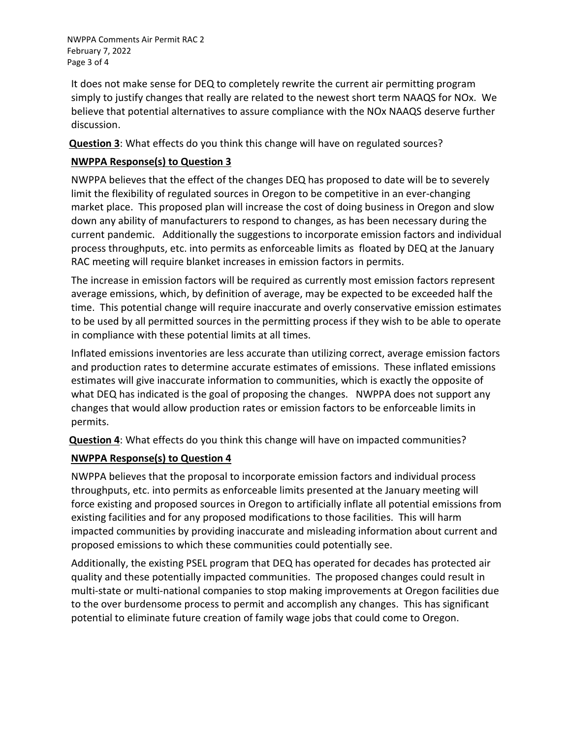It does not make sense for DEQ to completely rewrite the current air permitting program simply to justify changes that really are related to the newest short term NAAQS for NOx. We believe that potential alternatives to assure compliance with the NOx NAAQS deserve further discussion.

**<u>Question 3</u>**: What effects do you think this change will have on regulated sources?

**<u>NWPPA Response(s) to Question 3</u>**

NWPPA believes that the effect of the changes DEQ has proposed to date will be to severely limit the flexibility of regulated sources in Oregon to be competitive in an ever-changing market place. This proposed plan will increase the cost of doing business in Oregon and slow down any ability of manufacturers to respond to changes, as has been necessary during the current pandemic. Additionally the suggestions to incorporate emission factors and individual process throughputs, etc. into permits as enforceable limits as floated by DEQ at the January RAC meeting will require blanket increases in emission factors in permits.

The increase in emission factors will be required as currently most emission factors represent average emissions, which, by definition of average, may be expected to be exceeded half the time. This potential change will require inaccurate and overly conservative emission estimates to be used by all permitted sources in the permitting process if they wish to be able to operate in compliance with these potential limits at all times.

Inflated emissions inventories are less accurate than utilizing correct, average emission factors and production rates to determine accurate estimates of emissions. These inflated emissions estimates will give inaccurate information to communities, which is exactly the opposite of what DEQ has indicated is the goal of proposing the changes. NWPPA does not support any changes that would allow production rates or emission factors to be enforceable limits in permits.

**<u>Question 4</u>**: What effects do you think this change will have on impacted communities?

**<u>NWPPA Response(s) to Question 4</u>**

NWPPA believes that the proposal to incorporate emission factors and individual process throughputs, etc. into permits as enforceable limits presented at the January meeting will force existing and proposed sources in Oregon to artificially inflate all potential emissions from existing facilities and for any proposed modifications to those facilities. This will harm impacted communities by providing inaccurate and misleading information about current and proposed emissions to which these communities could potentially see.

Additionally, the existing PSEL program that DEQ has operated for decades has protected air quality and these potentially impacted communities. The proposed changes could result in multi-state or multi-national companies to stop making improvements at Oregon facilities due to the over burdensome process to permit and accomplish any changes. This has significant potential to eliminate future creation of family wage jobs that could come to Oregon.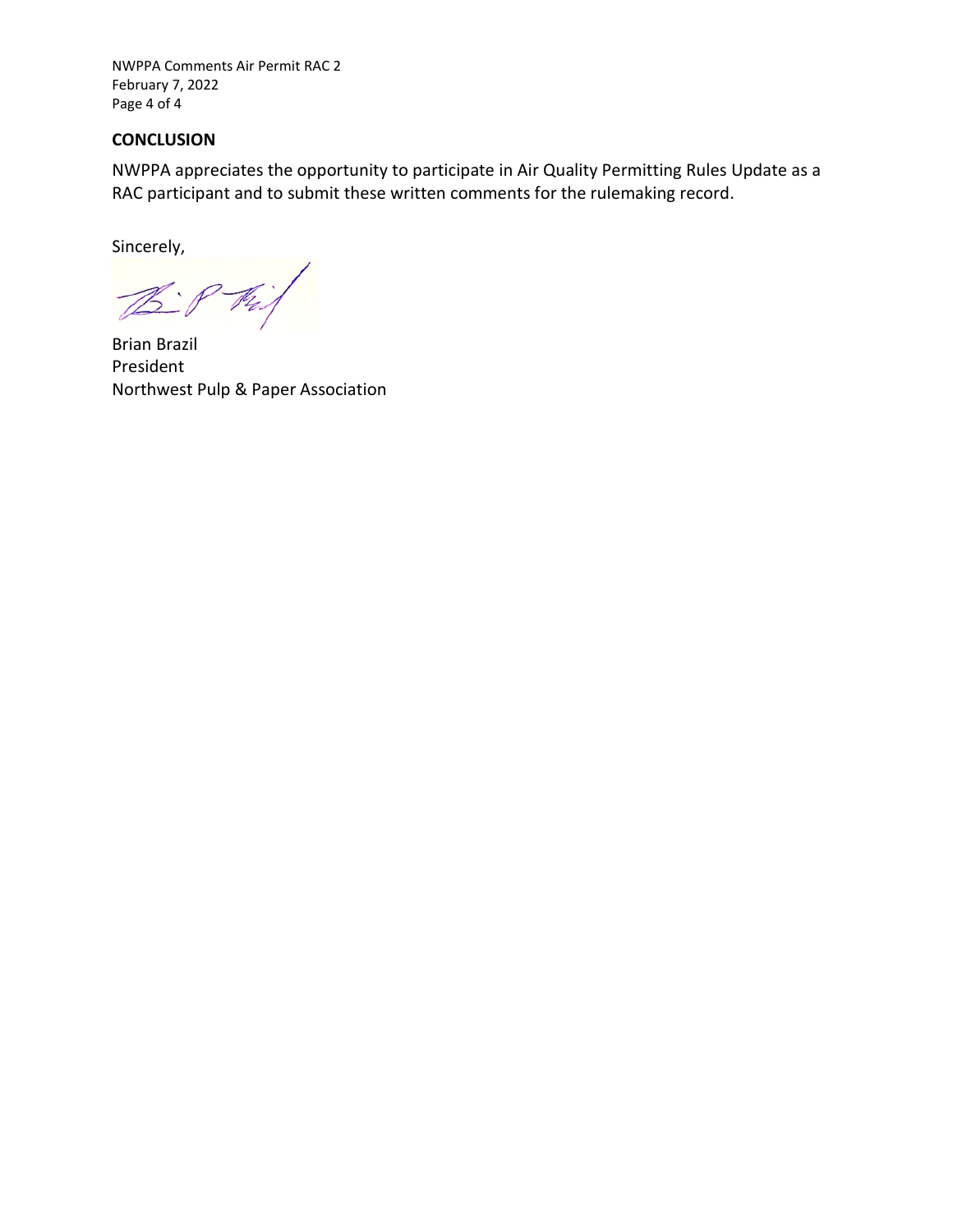## CONCLUSION

NWPPA appreciates the opportunity to participate in Air Quality Permitting Rules Update as a RAC participant and to submit these written comments for the rulemaking record.

Sincerely,

Brian Brazil
President
Northwest Pulp & Paper Association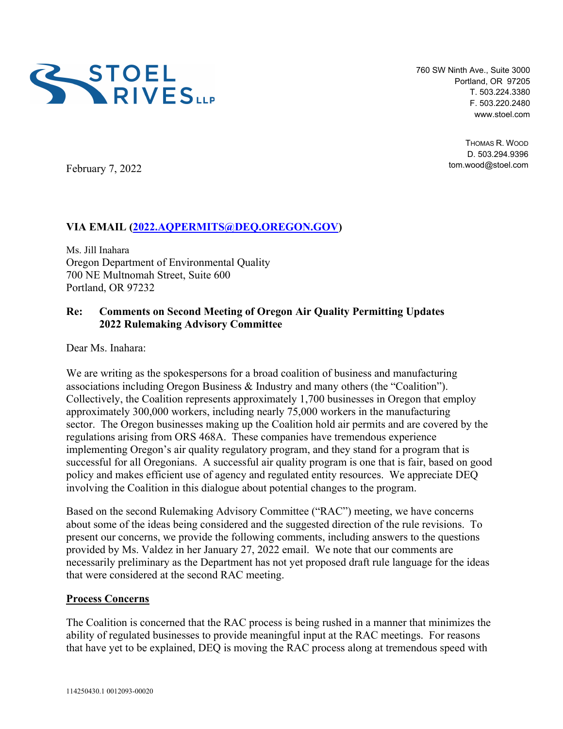760 SW Ninth Ave., Suite 3000
Portland, OR 97205
T. 503.224.3380
F. 503.220.2480
www.stoel.com

THOMAS R. WOOD
D. 503.294.9396
tom.wood@stoel.com

February 7, 2022

**VIA EMAIL (2022.AQPERMITS@DEQ.OREGON.GOV)**

Ms. Jill Inahara
Oregon Department of Environmental Quality
700 NE Multnomah Street, Suite 600
Portland, OR 97232

**Re: Comments on Second Meeting of Oregon Air Quality Permitting Updates 2022 Rulemaking Advisory Committee**

Dear Ms. Inahara:

We are writing as the spokespersons for a broad coalition of business and manufacturing associations including Oregon Business & Industry and many others (the "Coalition"). Collectively, the Coalition represents approximately 1,700 businesses in Oregon that employ approximately 300,000 workers, including nearly 75,000 workers in the manufacturing sector. The Oregon businesses making up the Coalition hold air permits and are covered by the regulations arising from ORS 468A. These companies have tremendous experience implementing Oregon's air quality regulatory program, and they stand for a program that is successful for all Oregonians. A successful air quality program is one that is fair, based on good policy and makes efficient use of agency and regulated entity resources. We appreciate DEQ involving the Coalition in this dialogue about potential changes to the program.

Based on the second Rulemaking Advisory Committee ("RAC") meeting, we have concerns about some of the ideas being considered and the suggested direction of the rule revisions. To present our concerns, we provide the following comments, including answers to the questions provided by Ms. Valdez in her January 27, 2022 email. We note that our comments are necessarily preliminary as the Department has not yet proposed draft rule language for the ideas that were considered at the second RAC meeting.

**Process Concerns**

The Coalition is concerned that the RAC process is being rushed in a manner that minimizes the ability of regulated businesses to provide meaningful input at the RAC meetings. For reasons that have yet to be explained, DEQ is moving the RAC process along at tremendous speed with

114250430.1 0012093-00020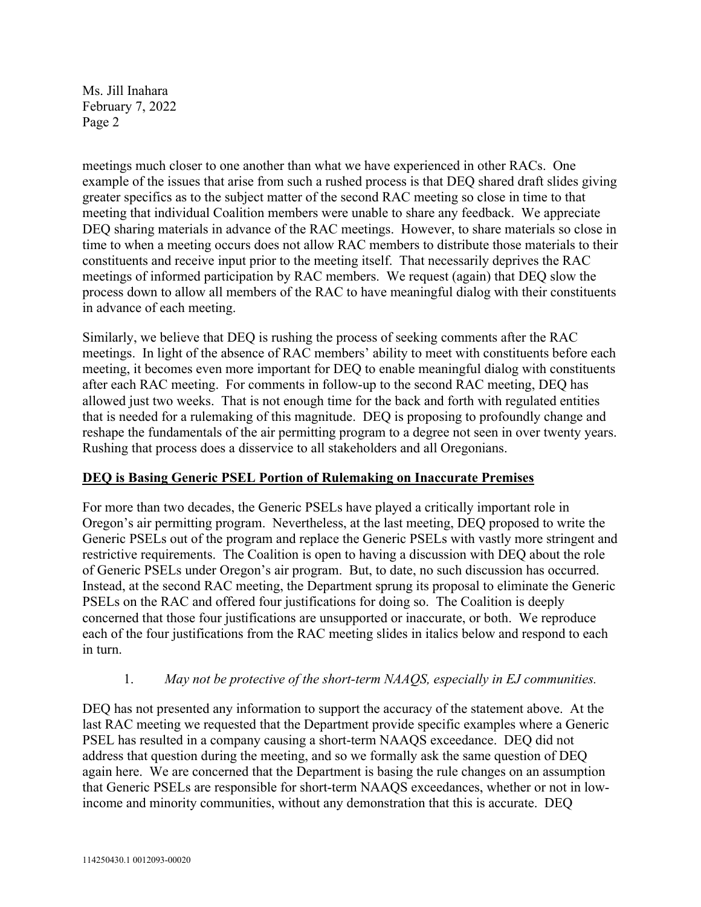meetings much closer to one another than what we have experienced in other RACs. One example of the issues that arise from such a rushed process is that DEQ shared draft slides giving greater specifics as to the subject matter of the second RAC meeting so close in time to that meeting that individual Coalition members were unable to share any feedback. We appreciate DEQ sharing materials in advance of the RAC meetings. However, to share materials so close in time to when a meeting occurs does not allow RAC members to distribute those materials to their constituents and receive input prior to the meeting itself. That necessarily deprives the RAC meetings of informed participation by RAC members. We request (again) that DEQ slow the process down to allow all members of the RAC to have meaningful dialog with their constituents in advance of each meeting.

Similarly, we believe that DEQ is rushing the process of seeking comments after the RAC meetings. In light of the absence of RAC members' ability to meet with constituents before each meeting, it becomes even more important for DEQ to enable meaningful dialog with constituents after each RAC meeting. For comments in follow-up to the second RAC meeting, DEQ has allowed just two weeks. That is not enough time for the back and forth with regulated entities that is needed for a rulemaking of this magnitude. DEQ is proposing to profoundly change and reshape the fundamentals of the air permitting program to a degree not seen in over twenty years. Rushing that process does a disservice to all stakeholders and all Oregonians.

**DEQ is Basing Generic PSEL Portion of Rulemaking on Inaccurate Premises**

For more than two decades, the Generic PSELs have played a critically important role in Oregon's air permitting program. Nevertheless, at the last meeting, DEQ proposed to write the Generic PSELs out of the program and replace the Generic PSELs with vastly more stringent and restrictive requirements. The Coalition is open to having a discussion with DEQ about the role of Generic PSELs under Oregon's air program. But, to date, no such discussion has occurred. Instead, at the second RAC meeting, the Department sprung its proposal to eliminate the Generic PSELs on the RAC and offered four justifications for doing so. The Coalition is deeply concerned that those four justifications are unsupported or inaccurate, or both. We reproduce each of the four justifications from the RAC meeting slides in italics below and respond to each in turn.

1. *May not be protective of the short-term NAAQS, especially in EJ communities.*

DEQ has not presented any information to support the accuracy of the statement above. At the last RAC meeting we requested that the Department provide specific examples where a Generic PSEL has resulted in a company causing a short-term NAAQS exceedance. DEQ did not address that question during the meeting, and so we formally ask the same question of DEQ again here. We are concerned that the Department is basing the rule changes on an assumption that Generic PSELs are responsible for short-term NAAQS exceedances, whether or not in low-income and minority communities, without any demonstration that this is accurate. DEQ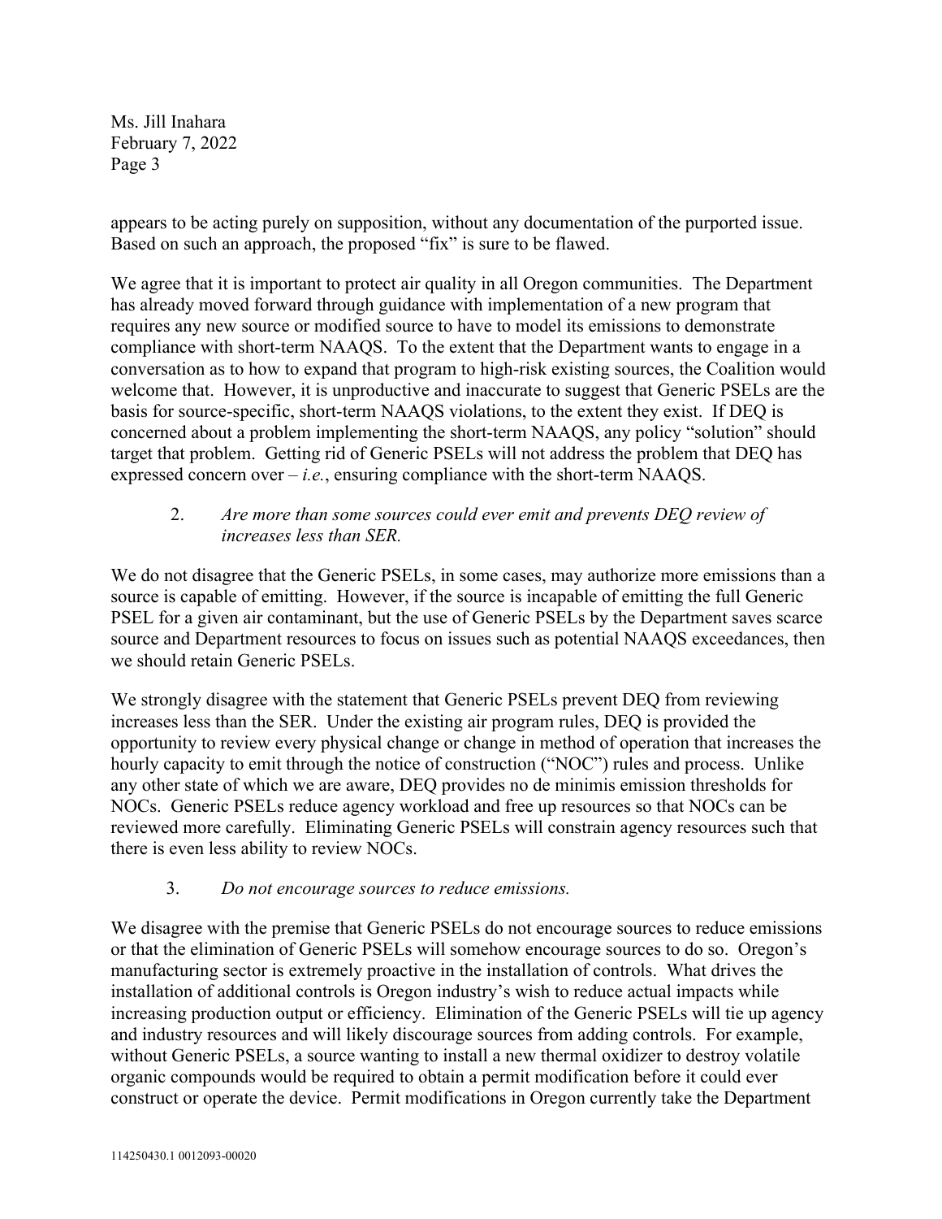appears to be acting purely on supposition, without any documentation of the purported issue. Based on such an approach, the proposed "fix" is sure to be flawed.

We agree that it is important to protect air quality in all Oregon communities. The Department has already moved forward through guidance with implementation of a new program that requires any new source or modified source to have to model its emissions to demonstrate compliance with short-term NAAQS. To the extent that the Department wants to engage in a conversation as to how to expand that program to high-risk existing sources, the Coalition would welcome that. However, it is unproductive and inaccurate to suggest that Generic PSELs are the basis for source-specific, short-term NAAQS violations, to the extent they exist. If DEQ is concerned about a problem implementing the short-term NAAQS, any policy "solution" should target that problem. Getting rid of Generic PSELs will not address the problem that DEQ has expressed concern over – *i.e.*, ensuring compliance with the short-term NAAQS.

2. *Are more than some sources could ever emit and prevents DEQ review of increases less than SER.*

We do not disagree that the Generic PSELs, in some cases, may authorize more emissions than a source is capable of emitting. However, if the source is incapable of emitting the full Generic PSEL for a given air contaminant, but the use of Generic PSELs by the Department saves scarce source and Department resources to focus on issues such as potential NAAQS exceedances, then we should retain Generic PSELs.

We strongly disagree with the statement that Generic PSELs prevent DEQ from reviewing increases less than the SER. Under the existing air program rules, DEQ is provided the opportunity to review every physical change or change in method of operation that increases the hourly capacity to emit through the notice of construction ("NOC") rules and process. Unlike any other state of which we are aware, DEQ provides no de minimis emission thresholds for NOCs. Generic PSELs reduce agency workload and free up resources so that NOCs can be reviewed more carefully. Eliminating Generic PSELs will constrain agency resources such that there is even less ability to review NOCs.

3. *Do not encourage sources to reduce emissions.*

We disagree with the premise that Generic PSELs do not encourage sources to reduce emissions or that the elimination of Generic PSELs will somehow encourage sources to do so. Oregon's manufacturing sector is extremely proactive in the installation of controls. What drives the installation of additional controls is Oregon industry's wish to reduce actual impacts while increasing production output or efficiency. Elimination of the Generic PSELs will tie up agency and industry resources and will likely discourage sources from adding controls. For example, without Generic PSELs, a source wanting to install a new thermal oxidizer to destroy volatile organic compounds would be required to obtain a permit modification before it could ever construct or operate the device. Permit modifications in Oregon currently take the Department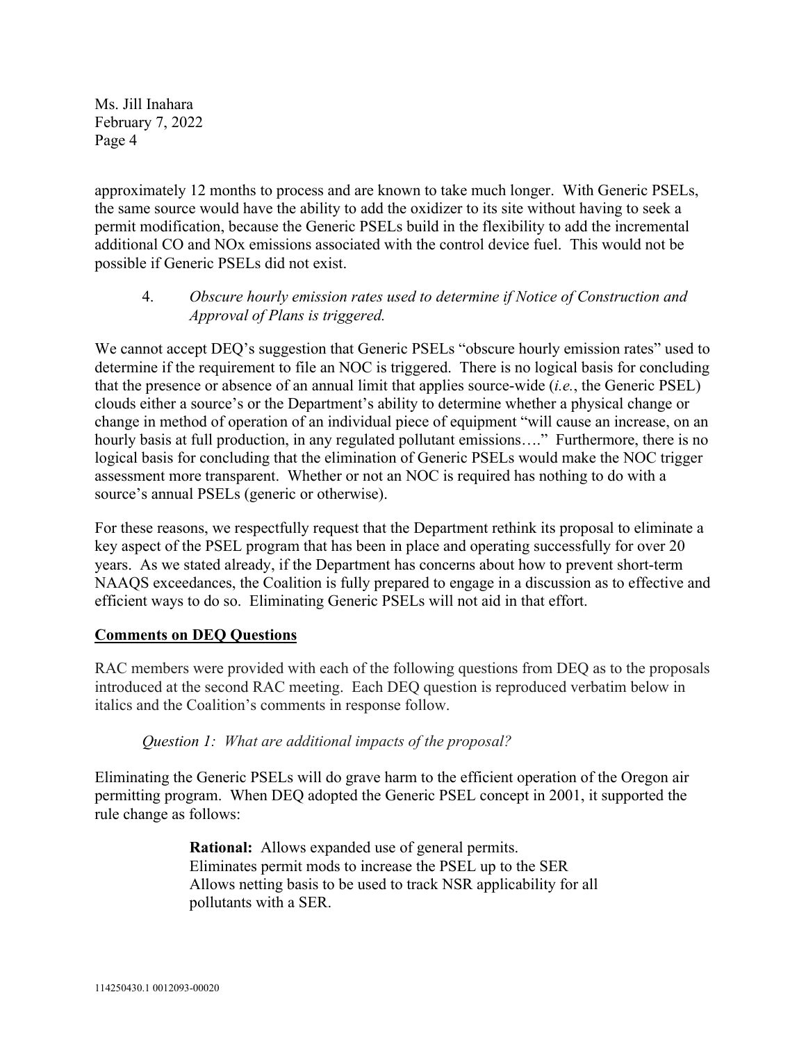approximately 12 months to process and are known to take much longer. With Generic PSELs, the same source would have the ability to add the oxidizer to its site without having to seek a permit modification, because the Generic PSELs build in the flexibility to add the incremental additional CO and NOx emissions associated with the control device fuel. This would not be possible if Generic PSELs did not exist.

4. *Obscure hourly emission rates used to determine if Notice of Construction and Approval of Plans is triggered.*

We cannot accept DEQ's suggestion that Generic PSELs "obscure hourly emission rates" used to determine if the requirement to file an NOC is triggered. There is no logical basis for concluding that the presence or absence of an annual limit that applies source-wide (*i.e.*, the Generic PSEL) clouds either a source's or the Department's ability to determine whether a physical change or change in method of operation of an individual piece of equipment "will cause an increase, on an hourly basis at full production, in any regulated pollutant emissions…." Furthermore, there is no logical basis for concluding that the elimination of Generic PSELs would make the NOC trigger assessment more transparent. Whether or not an NOC is required has nothing to do with a source's annual PSELs (generic or otherwise).

For these reasons, we respectfully request that the Department rethink its proposal to eliminate a key aspect of the PSEL program that has been in place and operating successfully for over 20 years. As we stated already, if the Department has concerns about how to prevent short-term NAAQS exceedances, the Coalition is fully prepared to engage in a discussion as to effective and efficient ways to do so. Eliminating Generic PSELs will not aid in that effort.

**Comments on DEQ Questions**

RAC members were provided with each of the following questions from DEQ as to the proposals introduced at the second RAC meeting. Each DEQ question is reproduced verbatim below in italics and the Coalition's comments in response follow.

*Question 1: What are additional impacts of the proposal?*

Eliminating the Generic PSELs will do grave harm to the efficient operation of the Oregon air permitting program. When DEQ adopted the Generic PSEL concept in 2001, it supported the rule change as follows:

> **Rational:** Allows expanded use of general permits.
> Eliminates permit mods to increase the PSEL up to the SER
> Allows netting basis to be used to track NSR applicability for all pollutants with a SER.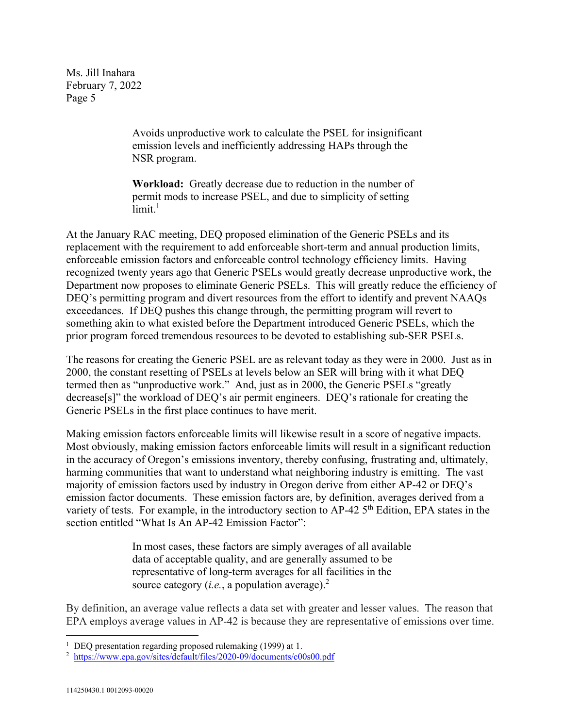> Avoids unproductive work to calculate the PSEL for insignificant emission levels and inefficiently addressing HAPs through the NSR program.
>
> **Workload:** Greatly decrease due to reduction in the number of permit mods to increase PSEL, and due to simplicity of setting limit.[1]

At the January RAC meeting, DEQ proposed elimination of the Generic PSELs and its replacement with the requirement to add enforceable short-term and annual production limits, enforceable emission factors and enforceable control technology efficiency limits. Having recognized twenty years ago that Generic PSELs would greatly decrease unproductive work, the Department now proposes to eliminate Generic PSELs. This will greatly reduce the efficiency of DEQ's permitting program and divert resources from the effort to identify and prevent NAAQs exceedances. If DEQ pushes this change through, the permitting program will revert to something akin to what existed before the Department introduced Generic PSELs, which the prior program forced tremendous resources to be devoted to establishing sub-SER PSELs.

The reasons for creating the Generic PSEL are as relevant today as they were in 2000. Just as in 2000, the constant resetting of PSELs at levels below an SER will bring with it what DEQ termed then as "unproductive work." And, just as in 2000, the Generic PSELs "greatly decrease[s]" the workload of DEQ's air permit engineers. DEQ's rationale for creating the Generic PSELs in the first place continues to have merit.

Making emission factors enforceable limits will likewise result in a score of negative impacts. Most obviously, making emission factors enforceable limits will result in a significant reduction in the accuracy of Oregon's emissions inventory, thereby confusing, frustrating and, ultimately, harming communities that want to understand what neighboring industry is emitting. The vast majority of emission factors used by industry in Oregon derive from either AP-42 or DEQ's emission factor documents. These emission factors are, by definition, averages derived from a variety of tests. For example, in the introductory section to AP-42 5th Edition, EPA states in the section entitled "What Is An AP-42 Emission Factor":

> In most cases, these factors are simply averages of all available data of acceptable quality, and are generally assumed to be representative of long-term averages for all facilities in the source category (*i.e.*, a population average).[2]

By definition, an average value reflects a data set with greater and lesser values. The reason that EPA employs average values in AP-42 is because they are representative of emissions over time.

---

[1] DEQ presentation regarding proposed rulemaking (1999) at 1.

[2] https://www.epa.gov/sites/default/files/2020-09/documents/c00s00.pdf

114250430.1 0012093-00020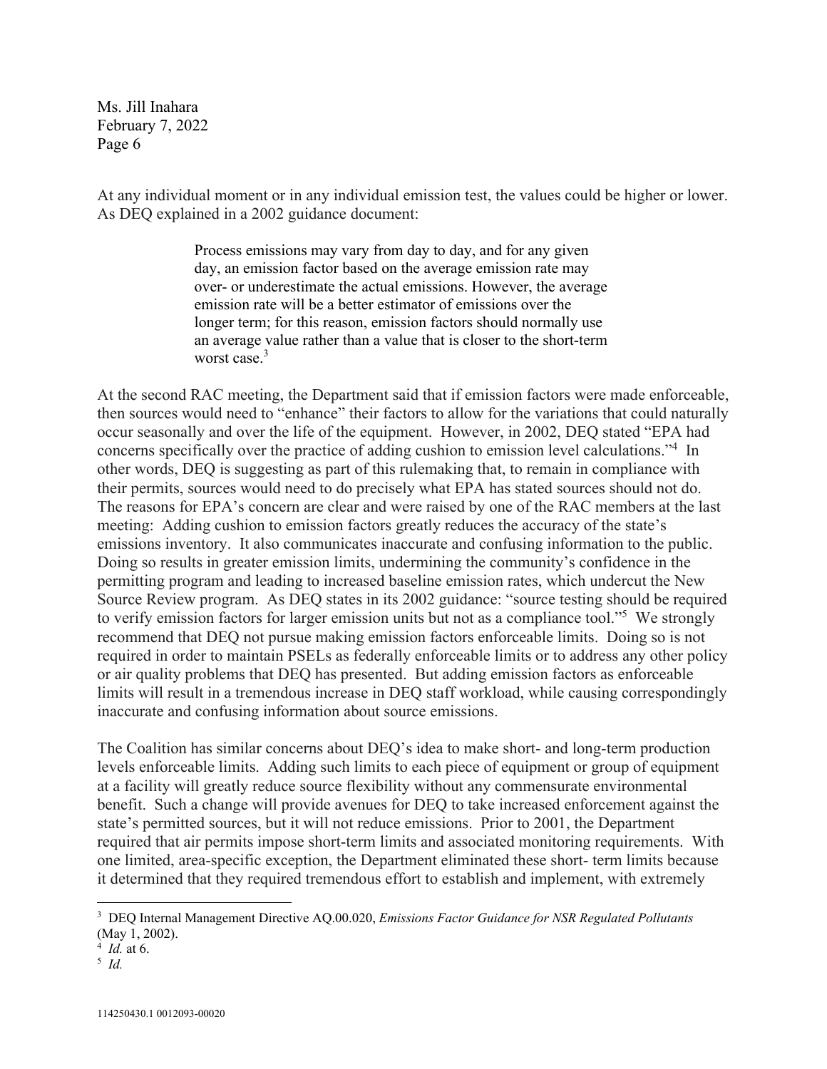At any individual moment or in any individual emission test, the values could be higher or lower. As DEQ explained in a 2002 guidance document:

> Process emissions may vary from day to day, and for any given day, an emission factor based on the average emission rate may over- or underestimate the actual emissions. However, the average emission rate will be a better estimator of emissions over the longer term; for this reason, emission factors should normally use an average value rather than a value that is closer to the short-term worst case.[3]

At the second RAC meeting, the Department said that if emission factors were made enforceable, then sources would need to "enhance" their factors to allow for the variations that could naturally occur seasonally and over the life of the equipment. However, in 2002, DEQ stated "EPA had concerns specifically over the practice of adding cushion to emission level calculations."[4] In other words, DEQ is suggesting as part of this rulemaking that, to remain in compliance with their permits, sources would need to do precisely what EPA has stated sources should not do. The reasons for EPA's concern are clear and were raised by one of the RAC members at the last meeting: Adding cushion to emission factors greatly reduces the accuracy of the state's emissions inventory. It also communicates inaccurate and confusing information to the public. Doing so results in greater emission limits, undermining the community's confidence in the permitting program and leading to increased baseline emission rates, which undercut the New Source Review program. As DEQ states in its 2002 guidance: "source testing should be required to verify emission factors for larger emission units but not as a compliance tool."[5] We strongly recommend that DEQ not pursue making emission factors enforceable limits. Doing so is not required in order to maintain PSELs as federally enforceable limits or to address any other policy or air quality problems that DEQ has presented. But adding emission factors as enforceable limits will result in a tremendous increase in DEQ staff workload, while causing correspondingly inaccurate and confusing information about source emissions.

The Coalition has similar concerns about DEQ's idea to make short- and long-term production levels enforceable limits. Adding such limits to each piece of equipment or group of equipment at a facility will greatly reduce source flexibility without any commensurate environmental benefit. Such a change will provide avenues for DEQ to take increased enforcement against the state's permitted sources, but it will not reduce emissions. Prior to 2001, the Department required that air permits impose short-term limits and associated monitoring requirements. With one limited, area-specific exception, the Department eliminated these short- term limits because it determined that they required tremendous effort to establish and implement, with extremely

---

[3] DEQ Internal Management Directive AQ.00.020, *Emissions Factor Guidance for NSR Regulated Pollutants* (May 1, 2002).

[4] *Id.* at 6.

[5] *Id.*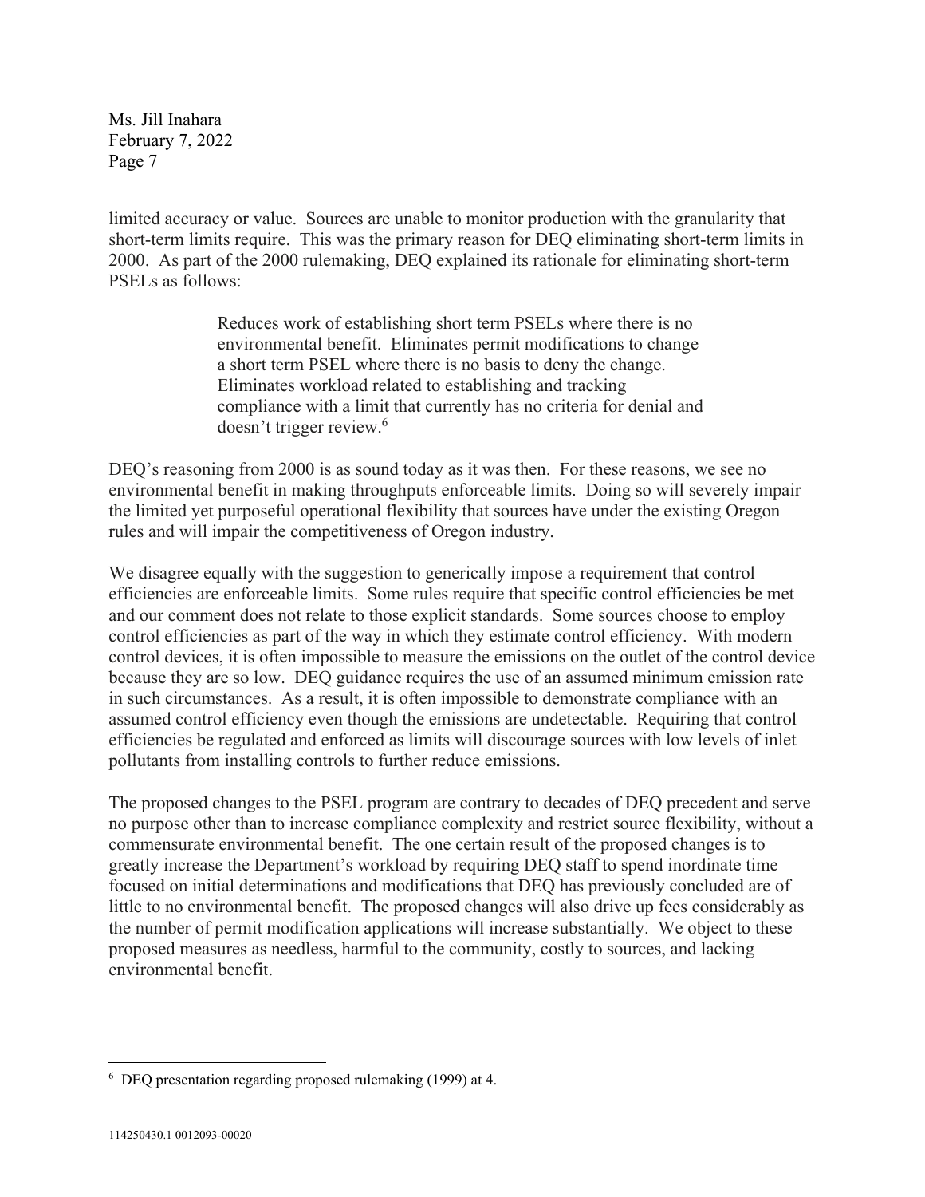limited accuracy or value. Sources are unable to monitor production with the granularity that short-term limits require. This was the primary reason for DEQ eliminating short-term limits in 2000. As part of the 2000 rulemaking, DEQ explained its rationale for eliminating short-term PSELs as follows:

> Reduces work of establishing short term PSELs where there is no environmental benefit. Eliminates permit modifications to change a short term PSEL where there is no basis to deny the change. Eliminates workload related to establishing and tracking compliance with a limit that currently has no criteria for denial and doesn't trigger review.[6]

DEQ's reasoning from 2000 is as sound today as it was then. For these reasons, we see no environmental benefit in making throughputs enforceable limits. Doing so will severely impair the limited yet purposeful operational flexibility that sources have under the existing Oregon rules and will impair the competitiveness of Oregon industry.

We disagree equally with the suggestion to generically impose a requirement that control efficiencies are enforceable limits. Some rules require that specific control efficiencies be met and our comment does not relate to those explicit standards. Some sources choose to employ control efficiencies as part of the way in which they estimate control efficiency. With modern control devices, it is often impossible to measure the emissions on the outlet of the control device because they are so low. DEQ guidance requires the use of an assumed minimum emission rate in such circumstances. As a result, it is often impossible to demonstrate compliance with an assumed control efficiency even though the emissions are undetectable. Requiring that control efficiencies be regulated and enforced as limits will discourage sources with low levels of inlet pollutants from installing controls to further reduce emissions.

The proposed changes to the PSEL program are contrary to decades of DEQ precedent and serve no purpose other than to increase compliance complexity and restrict source flexibility, without a commensurate environmental benefit. The one certain result of the proposed changes is to greatly increase the Department's workload by requiring DEQ staff to spend inordinate time focused on initial determinations and modifications that DEQ has previously concluded are of little to no environmental benefit. The proposed changes will also drive up fees considerably as the number of permit modification applications will increase substantially. We object to these proposed measures as needless, harmful to the community, costly to sources, and lacking environmental benefit.

---

[6] DEQ presentation regarding proposed rulemaking (1999) at 4.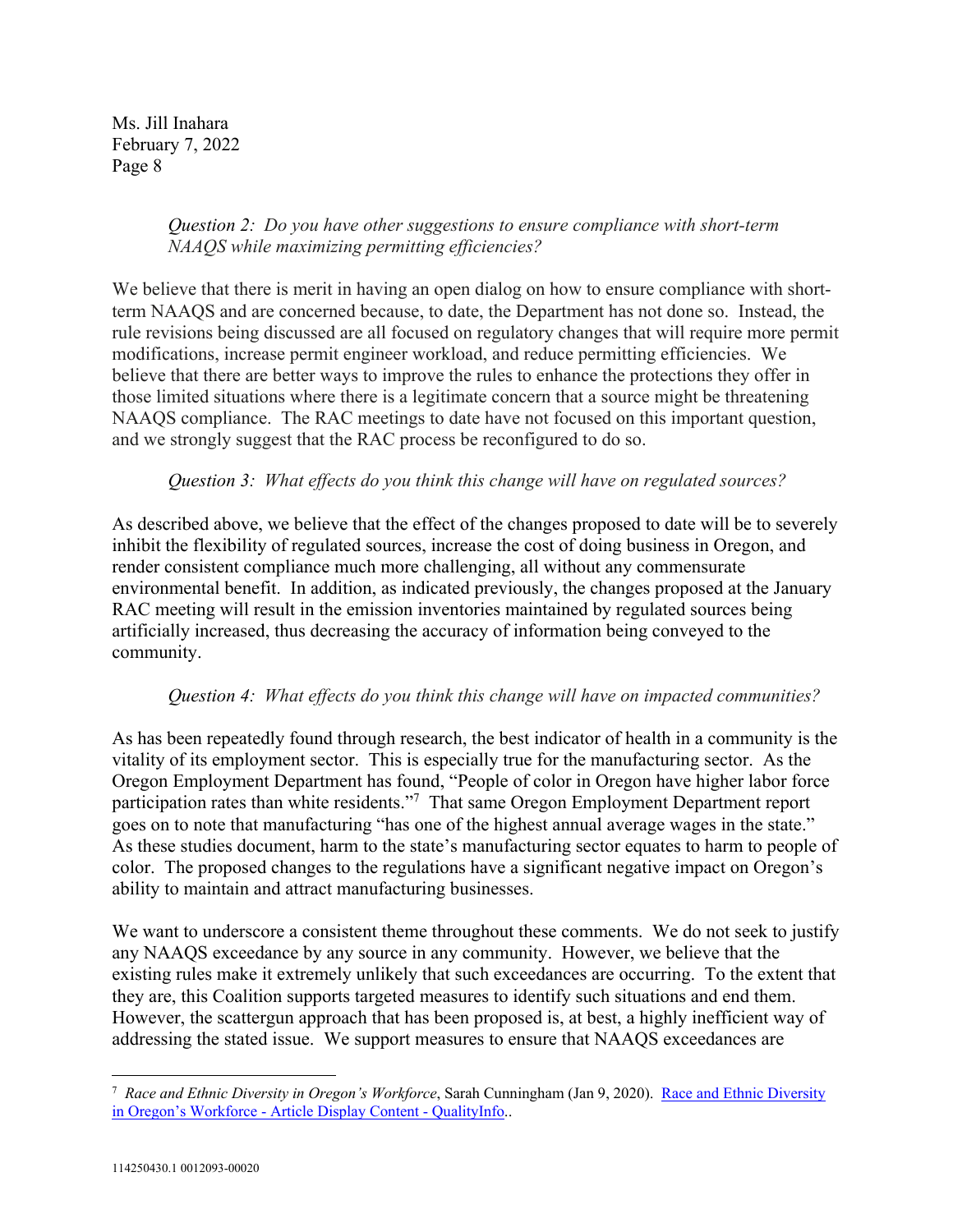*Question 2: Do you have other suggestions to ensure compliance with short-term NAAQS while maximizing permitting efficiencies?*

We believe that there is merit in having an open dialog on how to ensure compliance with short-term NAAQS and are concerned because, to date, the Department has not done so. Instead, the rule revisions being discussed are all focused on regulatory changes that will require more permit modifications, increase permit engineer workload, and reduce permitting efficiencies. We believe that there are better ways to improve the rules to enhance the protections they offer in those limited situations where there is a legitimate concern that a source might be threatening NAAQS compliance. The RAC meetings to date have not focused on this important question, and we strongly suggest that the RAC process be reconfigured to do so.

*Question 3: What effects do you think this change will have on regulated sources?*

As described above, we believe that the effect of the changes proposed to date will be to severely inhibit the flexibility of regulated sources, increase the cost of doing business in Oregon, and render consistent compliance much more challenging, all without any commensurate environmental benefit. In addition, as indicated previously, the changes proposed at the January RAC meeting will result in the emission inventories maintained by regulated sources being artificially increased, thus decreasing the accuracy of information being conveyed to the community.

*Question 4: What effects do you think this change will have on impacted communities?*

As has been repeatedly found through research, the best indicator of health in a community is the vitality of its employment sector. This is especially true for the manufacturing sector. As the Oregon Employment Department has found, "People of color in Oregon have higher labor force participation rates than white residents."[7] That same Oregon Employment Department report goes on to note that manufacturing "has one of the highest annual average wages in the state." As these studies document, harm to the state's manufacturing sector equates to harm to people of color. The proposed changes to the regulations have a significant negative impact on Oregon's ability to maintain and attract manufacturing businesses.

We want to underscore a consistent theme throughout these comments. We do not seek to justify any NAAQS exceedance by any source in any community. However, we believe that the existing rules make it extremely unlikely that such exceedances are occurring. To the extent that they are, this Coalition supports targeted measures to identify such situations and end them. However, the scattergun approach that has been proposed is, at best, a highly inefficient way of addressing the stated issue. We support measures to ensure that NAAQS exceedances are

---

[7] *Race and Ethnic Diversity in Oregon's Workforce*, Sarah Cunningham (Jan 9, 2020). Race and Ethnic Diversity in Oregon's Workforce - Article Display Content - QualityInfo..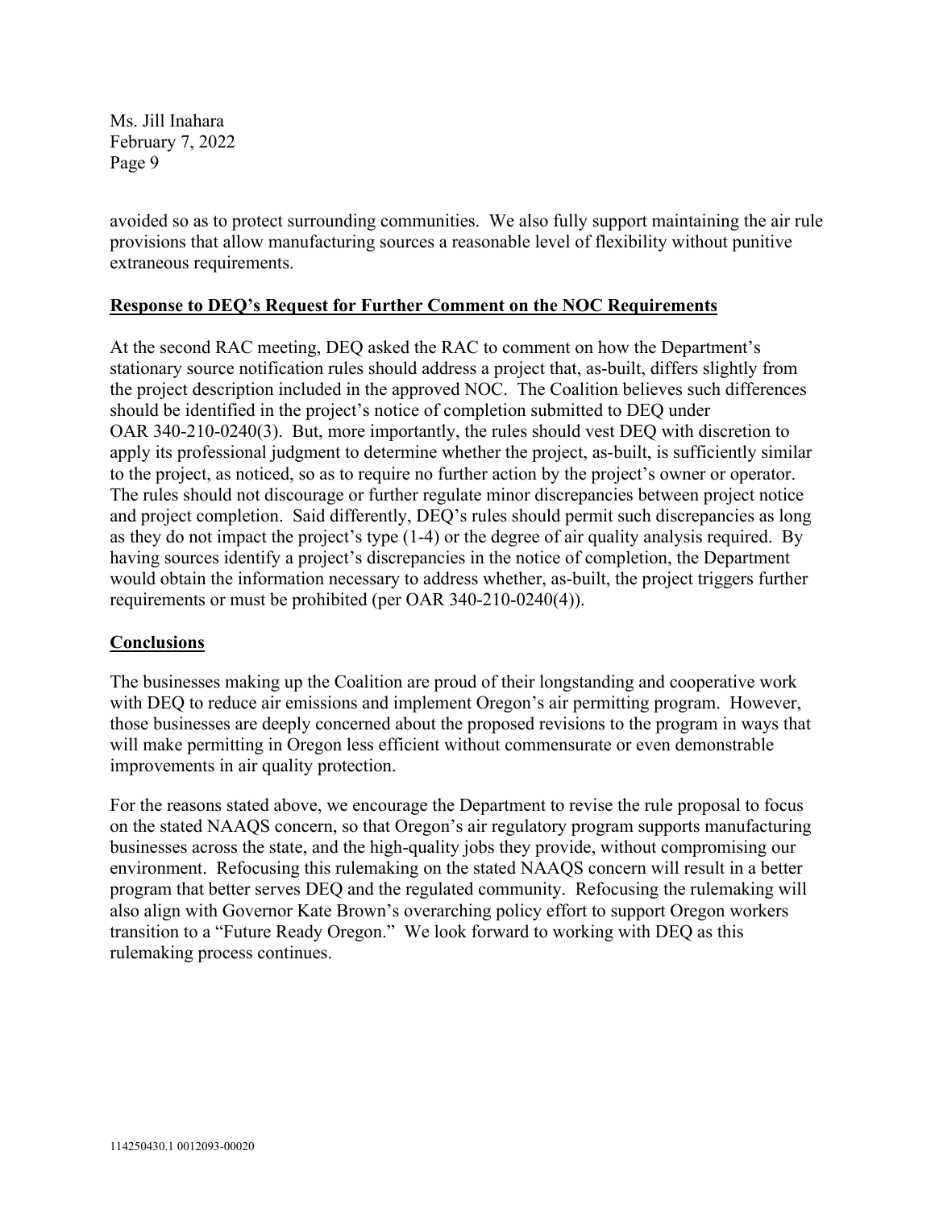avoided so as to protect surrounding communities. We also fully support maintaining the air rule provisions that allow manufacturing sources a reasonable level of flexibility without punitive extraneous requirements.

**Response to DEQ's Request for Further Comment on the NOC Requirements**

At the second RAC meeting, DEQ asked the RAC to comment on how the Department's stationary source notification rules should address a project that, as-built, differs slightly from the project description included in the approved NOC. The Coalition believes such differences should be identified in the project's notice of completion submitted to DEQ under OAR 340-210-0240(3). But, more importantly, the rules should vest DEQ with discretion to apply its professional judgment to determine whether the project, as-built, is sufficiently similar to the project, as noticed, so as to require no further action by the project's owner or operator. The rules should not discourage or further regulate minor discrepancies between project notice and project completion. Said differently, DEQ's rules should permit such discrepancies as long as they do not impact the project's type (1-4) or the degree of air quality analysis required. By having sources identify a project's discrepancies in the notice of completion, the Department would obtain the information necessary to address whether, as-built, the project triggers further requirements or must be prohibited (per OAR 340-210-0240(4)).

**Conclusions**

The businesses making up the Coalition are proud of their longstanding and cooperative work with DEQ to reduce air emissions and implement Oregon's air permitting program. However, those businesses are deeply concerned about the proposed revisions to the program in ways that will make permitting in Oregon less efficient without commensurate or even demonstrable improvements in air quality protection.

For the reasons stated above, we encourage the Department to revise the rule proposal to focus on the stated NAAQS concern, so that Oregon's air regulatory program supports manufacturing businesses across the state, and the high-quality jobs they provide, without compromising our environment. Refocusing this rulemaking on the stated NAAQS concern will result in a better program that better serves DEQ and the regulated community. Refocusing the rulemaking will also align with Governor Kate Brown's overarching policy effort to support Oregon workers transition to a "Future Ready Oregon." We look forward to working with DEQ as this rulemaking process continues.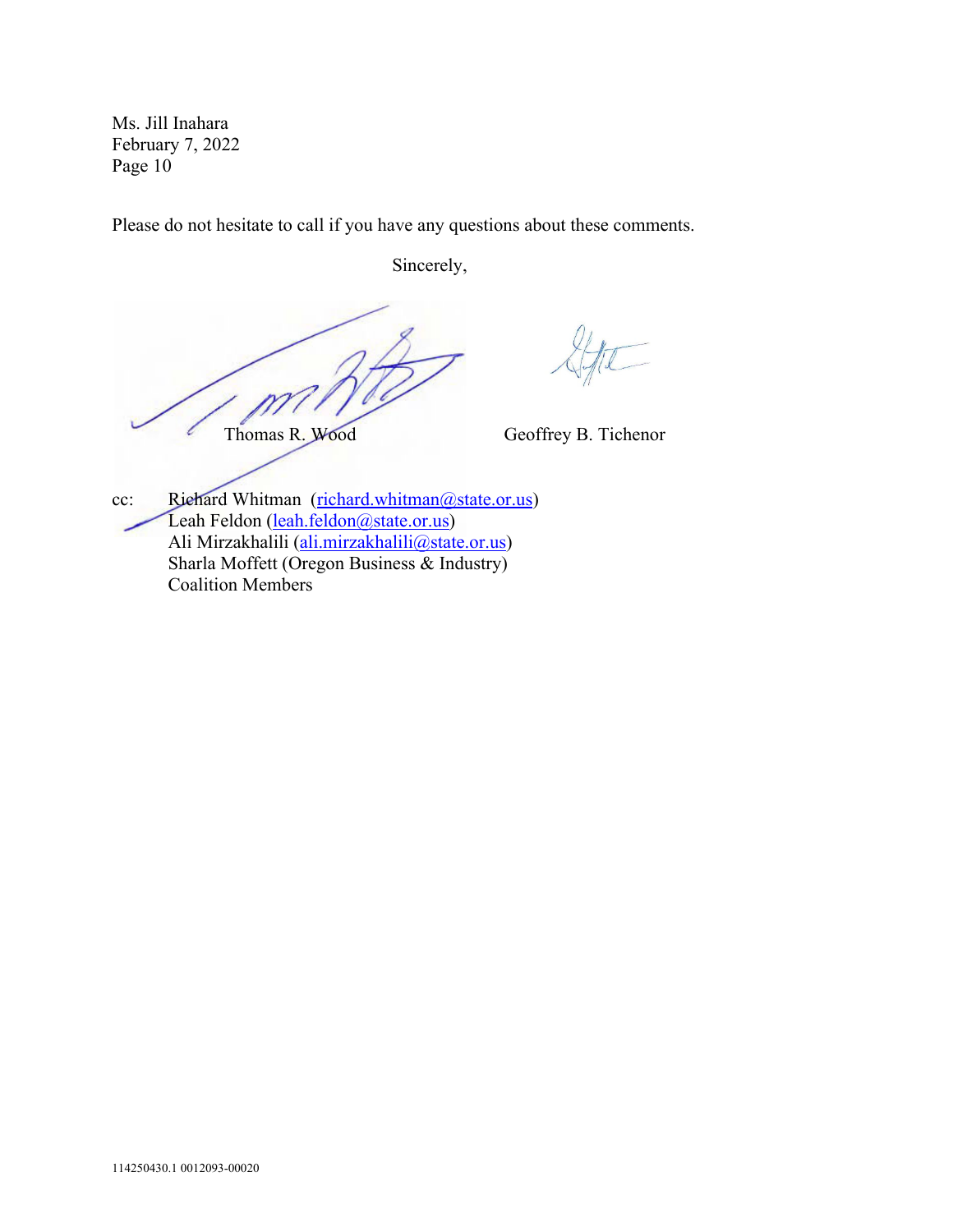Ms. Jill Inahara
February 7, 2022

Please do not hesitate to call if you have any questions about these comments.

Sincerely,

Thomas R. Wood

Geoffrey B. Tichenor

cc: Richard Whitman (richard.whitman@state.or.us)
Leah Feldon (leah.feldon@state.or.us)
Ali Mirzakhalili (ali.mirzakhalili@state.or.us)
Sharla Moffett (Oregon Business & Industry)
Coalition Members

114250430.1 0012093-00020